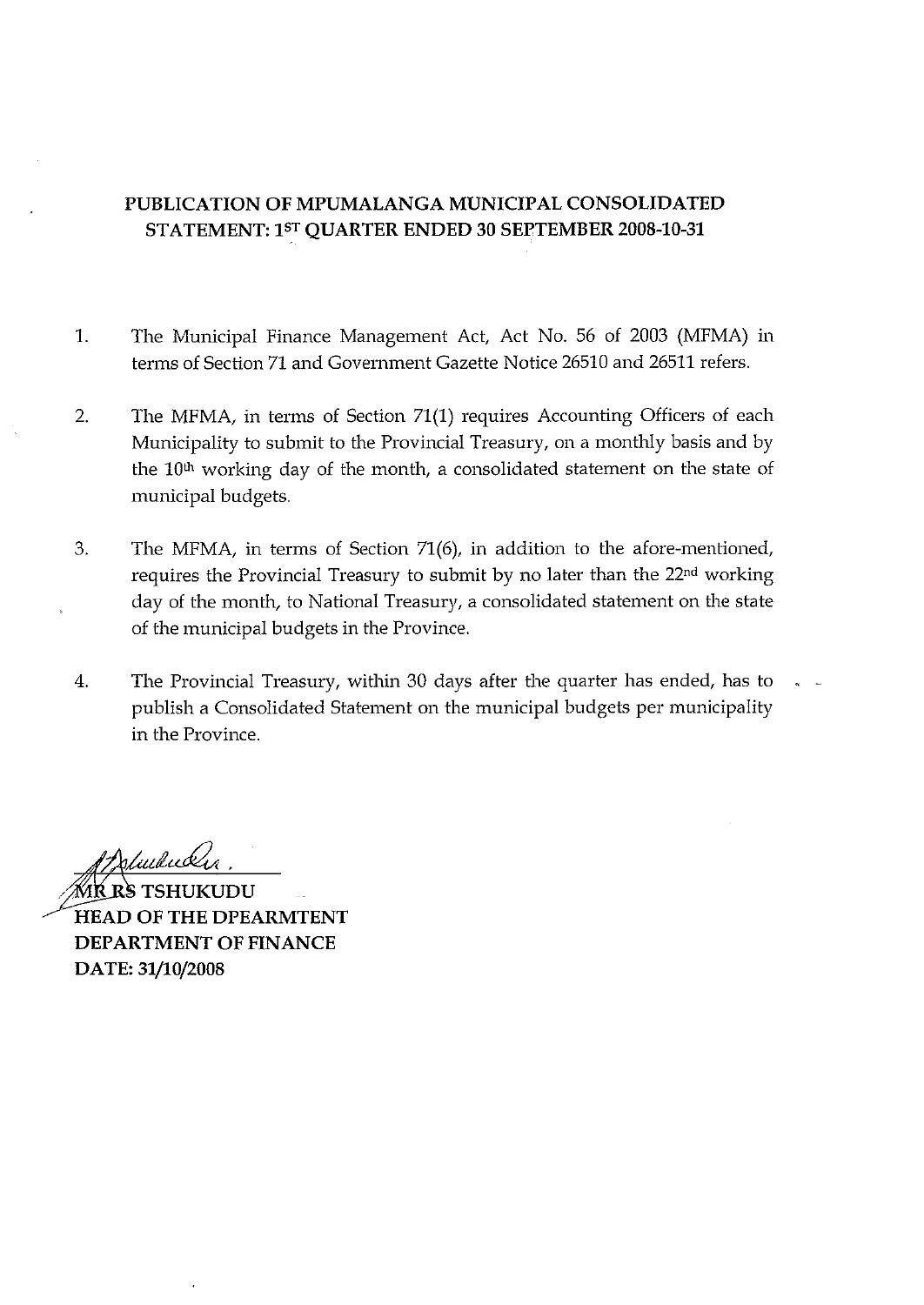# PUBLICATION OF MPUMALANGA MUNICIPAL CONSOLIDATED STATEMENT: 1ST QUARTER ENDED 30 SEPTEMBER 2008-10-31

1. The Municipal Finance Management Act, Act No. 56 of 2003 (MFMA) in terms of Section 71 and Government Gazette Notice 26510 and 26511 refers.

2. The MFMA, in terms of Section 71(1) requires Accounting Officers of each Municipality to submit to the Provincial Treasury, on a monthly basis and by the 10th working day of the month, a consolidated statement on the state of municipal budgets.

3. The MFMA, in terms of Section 71(6), in addition to the afore-mentioned, requires the Provincial Treasury to submit by no later than the 22nd working day of the month, to National Treasury, a consolidated statement on the state of the municipal budgets in the Province.

4. The Provincial Treasury, within 30 days after the quarter has ended, has to publish a Consolidated Statement on the municipal budgets per municipality in the Province.

**MR RS TSHUKUDU**
**HEAD OF THE DPEARMTENT**
**DEPARTMENT OF FINANCE**
**DATE: 31/10/2008**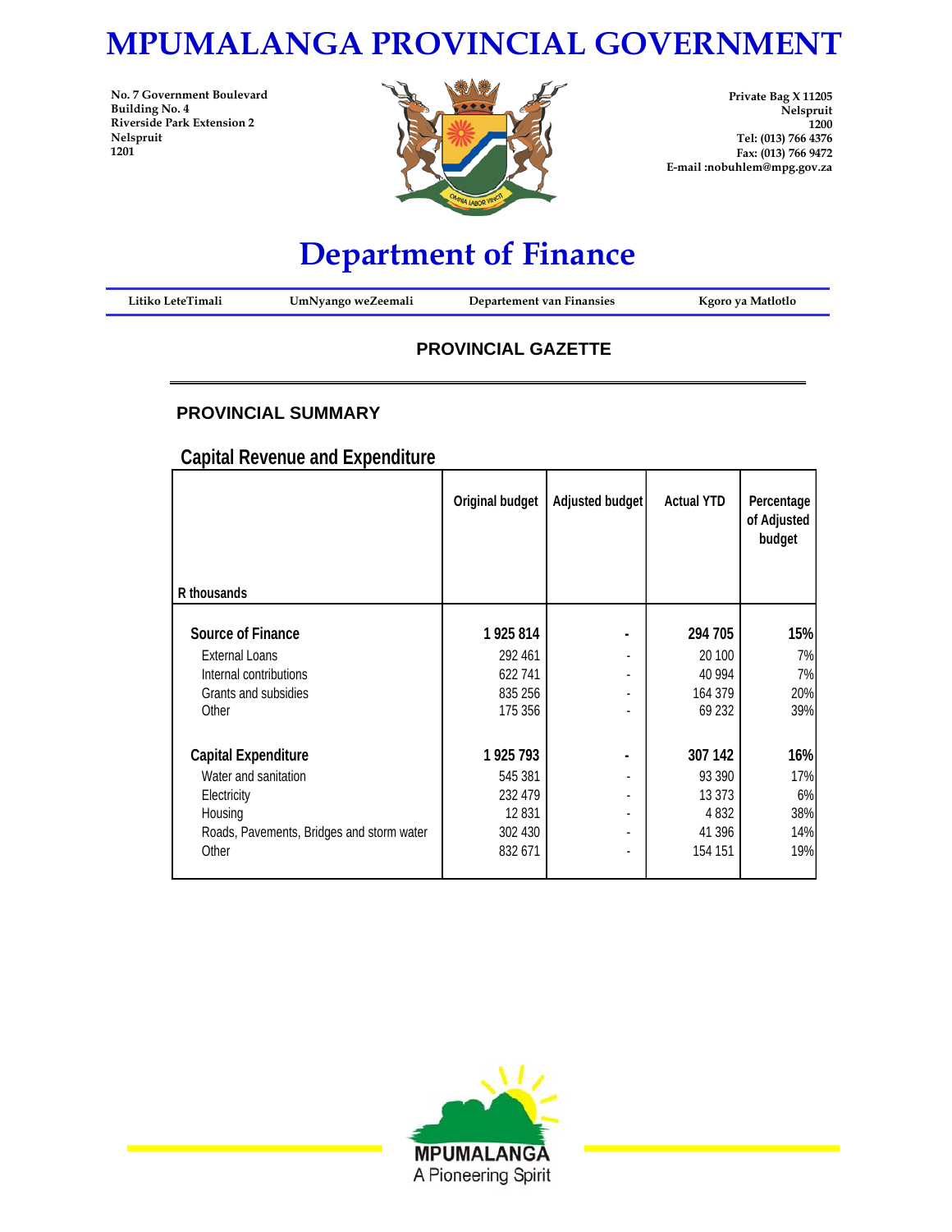# MPUMALANGA PROVINCIAL GOVERNMENT

No. 7 Government Boulevard
Building No. 4
Riverside Park Extension 2
Nelspruit
1201

Private Bag X 11205
Nelspruit
1200
Tel: (013) 766 4376
Fax: (013) 766 9472
E-mail :nobuhlem@mpg.gov.za

# Department of Finance

Litiko LeteTimali | UmNyango weZeemali | Departement van Finansies | Kgoro ya Matlotlo

## PROVINCIAL GAZETTE

### PROVINCIAL SUMMARY

### Capital Revenue and Expenditure

| R thousands | Original budget | Adjusted budget | Actual YTD | Percentage of Adjusted budget |
|---|---|---|---|---|
| **Source of Finance** | **1 925 814** | **-** | **294 705** | **15%** |
| External Loans | 292 461 | - | 20 100 | 7% |
| Internal contributions | 622 741 | - | 40 994 | 7% |
| Grants and subsidies | 835 256 | - | 164 379 | 20% |
| Other | 175 356 | - | 69 232 | 39% |
| **Capital Expenditure** | **1 925 793** | **-** | **307 142** | **16%** |
| Water and sanitation | 545 381 | - | 93 390 | 17% |
| Electricity | 232 479 | - | 13 373 | 6% |
| Housing | 12 831 | - | 4 832 | 38% |
| Roads, Pavements, Bridges and storm water | 302 430 | - | 41 396 | 14% |
| Other | 832 671 | - | 154 151 | 19% |

MPUMALANGA
A Pioneering Spirit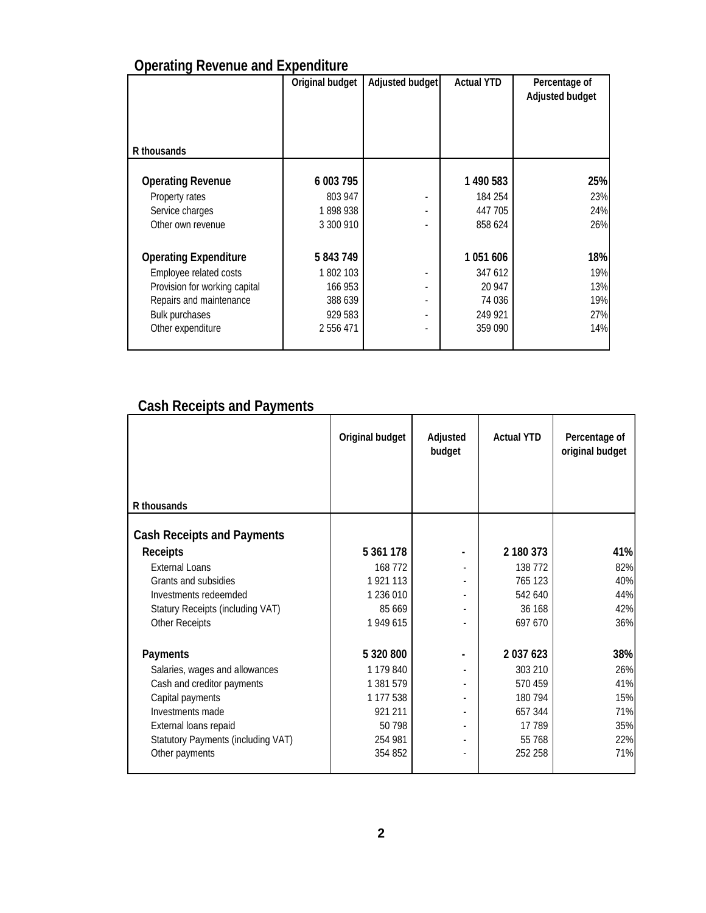## Operating Revenue and Expenditure

| R thousands | Original budget | Adjusted budget | Actual YTD | Percentage of Adjusted budget |
|---|---|---|---|---|
| **Operating Revenue** | **6 003 795** | | **1 490 583** | **25%** |
| Property rates | 803 947 | - | 184 254 | 23% |
| Service charges | 1 898 938 | - | 447 705 | 24% |
| Other own revenue | 3 300 910 | - | 858 624 | 26% |
| **Operating Expenditure** | **5 843 749** | | **1 051 606** | **18%** |
| Employee related costs | 1 802 103 | - | 347 612 | 19% |
| Provision for working capital | 166 953 | - | 20 947 | 13% |
| Repairs and maintenance | 388 639 | - | 74 036 | 19% |
| Bulk purchases | 929 583 | - | 249 921 | 27% |
| Other expenditure | 2 556 471 | - | 359 090 | 14% |

## Cash Receipts and Payments

| R thousands | Original budget | Adjusted budget | Actual YTD | Percentage of original budget |
|---|---|---|---|---|
| **Cash Receipts and Payments** | | | | |
| **Receipts** | **5 361 178** | **-** | **2 180 373** | **41%** |
| External Loans | 168 772 | - | 138 772 | 82% |
| Grants and subsidies | 1 921 113 | - | 765 123 | 40% |
| Investments redeemded | 1 236 010 | - | 542 640 | 44% |
| Statury Receipts (including VAT) | 85 669 | - | 36 168 | 42% |
| Other Receipts | 1 949 615 | - | 697 670 | 36% |
| **Payments** | **5 320 800** | **-** | **2 037 623** | **38%** |
| Salaries, wages and allowances | 1 179 840 | - | 303 210 | 26% |
| Cash and creditor payments | 1 381 579 | - | 570 459 | 41% |
| Capital payments | 1 177 538 | - | 180 794 | 15% |
| Investments made | 921 211 | - | 657 344 | 71% |
| External loans repaid | 50 798 | - | 17 789 | 35% |
| Statutory Payments (including VAT) | 254 981 | - | 55 768 | 22% |
| Other payments | 354 852 | - | 252 258 | 71% |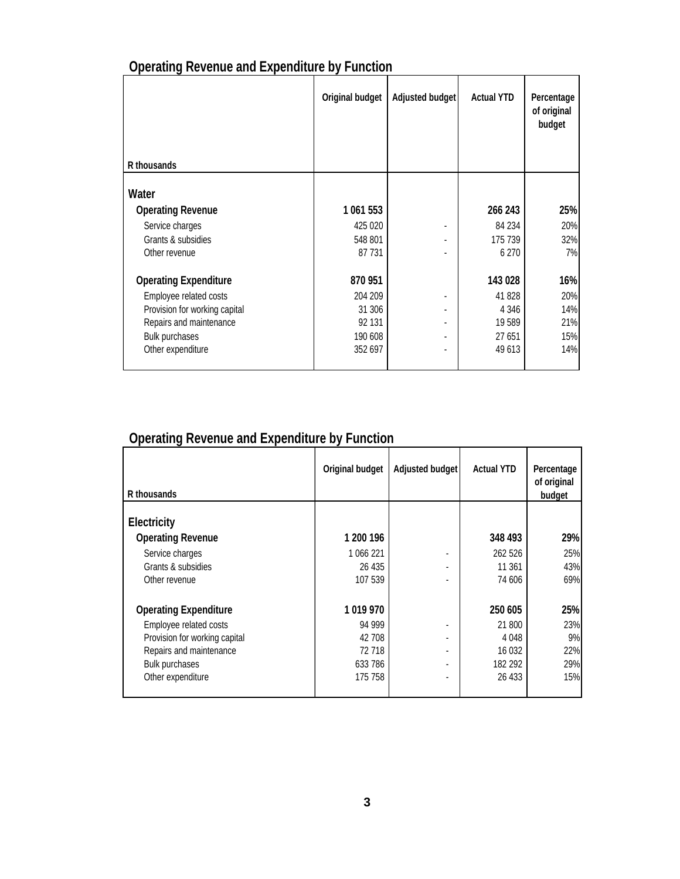## Operating Revenue and Expenditure by Function

| R thousands | Original budget | Adjusted budget | Actual YTD | Percentage of original budget |
|---|---|---|---|---|
| **Water** | | | | |
| **Operating Revenue** | **1 061 553** | | **266 243** | **25%** |
| Service charges | 425 020 | - | 84 234 | 20% |
| Grants & subsidies | 548 801 | - | 175 739 | 32% |
| Other revenue | 87 731 | - | 6 270 | 7% |
| **Operating Expenditure** | **870 951** | | **143 028** | **16%** |
| Employee related costs | 204 209 | - | 41 828 | 20% |
| Provision for working capital | 31 306 | - | 4 346 | 14% |
| Repairs and maintenance | 92 131 | - | 19 589 | 21% |
| Bulk purchases | 190 608 | - | 27 651 | 15% |
| Other expenditure | 352 697 | - | 49 613 | 14% |

## Operating Revenue and Expenditure by Function

| R thousands | Original budget | Adjusted budget | Actual YTD | Percentage of original budget |
|---|---|---|---|---|
| **Electricity** | | | | |
| **Operating Revenue** | **1 200 196** | | **348 493** | **29%** |
| Service charges | 1 066 221 | - | 262 526 | 25% |
| Grants & subsidies | 26 435 | - | 11 361 | 43% |
| Other revenue | 107 539 | - | 74 606 | 69% |
| **Operating Expenditure** | **1 019 970** | | **250 605** | **25%** |
| Employee related costs | 94 999 | - | 21 800 | 23% |
| Provision for working capital | 42 708 | - | 4 048 | 9% |
| Repairs and maintenance | 72 718 | - | 16 032 | 22% |
| Bulk purchases | 633 786 | - | 182 292 | 29% |
| Other expenditure | 175 758 | - | 26 433 | 15% |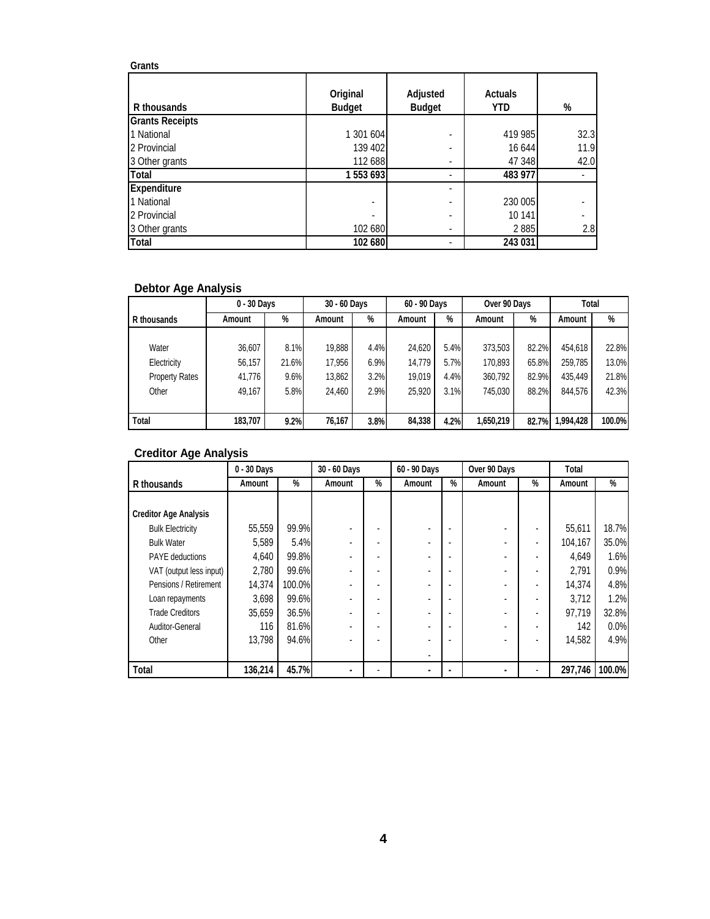**Grants**

| R thousands | Original Budget | Adjusted Budget | Actuals YTD | % |
|---|---|---|---|---|
| **Grants Receipts** | | | | |
| 1 National | 1 301 604 | - | 419 985 | 32.3 |
| 2 Provincial | 139 402 | - | 16 644 | 11.9 |
| 3 Other grants | 112 688 | - | 47 348 | 42.0 |
| **Total** | **1 553 693** | - | **483 977** | - |
| **Expenditure** | | - | | |
| 1 National | - | - | 230 005 | - |
| 2 Provincial | - | - | 10 141 | - |
| 3 Other grants | 102 680 | - | 2 885 | 2.8 |
| **Total** | **102 680** | - | **243 031** | |

## Debtor Age Analysis

| | 0 - 30 Days | | 30 - 60 Days | | 60 - 90 Days | | Over 90 Days | | Total | |
|---|---|---|---|---|---|---|---|---|---|---|
| R thousands | Amount | % | Amount | % | Amount | % | Amount | % | Amount | % |
| Water | 36,607 | 8.1% | 19,888 | 4.4% | 24,620 | 5.4% | 373,503 | 82.2% | 454,618 | 22.8% |
| Electricity | 56,157 | 21.6% | 17,956 | 6.9% | 14,779 | 5.7% | 170,893 | 65.8% | 259,785 | 13.0% |
| Property Rates | 41,776 | 9.6% | 13,862 | 3.2% | 19,019 | 4.4% | 360,792 | 82.9% | 435,449 | 21.8% |
| Other | 49,167 | 5.8% | 24,460 | 2.9% | 25,920 | 3.1% | 745,030 | 88.2% | 844,576 | 42.3% |
| **Total** | **183,707** | **9.2%** | **76,167** | **3.8%** | **84,338** | **4.2%** | **1,650,219** | **82.7%** | **1,994,428** | **100.0%** |

## Creditor Age Analysis

| | 0 - 30 Days | | 30 - 60 Days | | 60 - 90 Days | | Over 90 Days | | Total | |
|---|---|---|---|---|---|---|---|---|---|---|
| R thousands | Amount | % | Amount | % | Amount | % | Amount | % | Amount | % |
| **Creditor Age Analysis** | | | | | | | | | | |
| Bulk Electricity | 55,559 | 99.9% | - | - | - | - | - | - | 55,611 | 18.7% |
| Bulk Water | 5,589 | 5.4% | - | - | - | - | - | - | 104,167 | 35.0% |
| PAYE deductions | 4,640 | 99.8% | - | - | - | - | - | - | 4,649 | 1.6% |
| VAT (output less input) | 2,780 | 99.6% | - | - | - | - | - | - | 2,791 | 0.9% |
| Pensions / Retirement | 14,374 | 100.0% | - | - | - | - | - | - | 14,374 | 4.8% |
| Loan repayments | 3,698 | 99.6% | - | - | - | - | - | - | 3,712 | 1.2% |
| Trade Creditors | 35,659 | 36.5% | - | - | - | - | - | - | 97,719 | 32.8% |
| Auditor-General | 116 | 81.6% | - | - | - | - | - | - | 142 | 0.0% |
| Other | 13,798 | 94.6% | - | - | - | - | - | - | 14,582 | 4.9% |
| | | | | | - | | | | | |
| **Total** | **136,214** | **45.7%** | **-** | - | **-** | **-** | **-** | - | **297,746** | **100.0%** |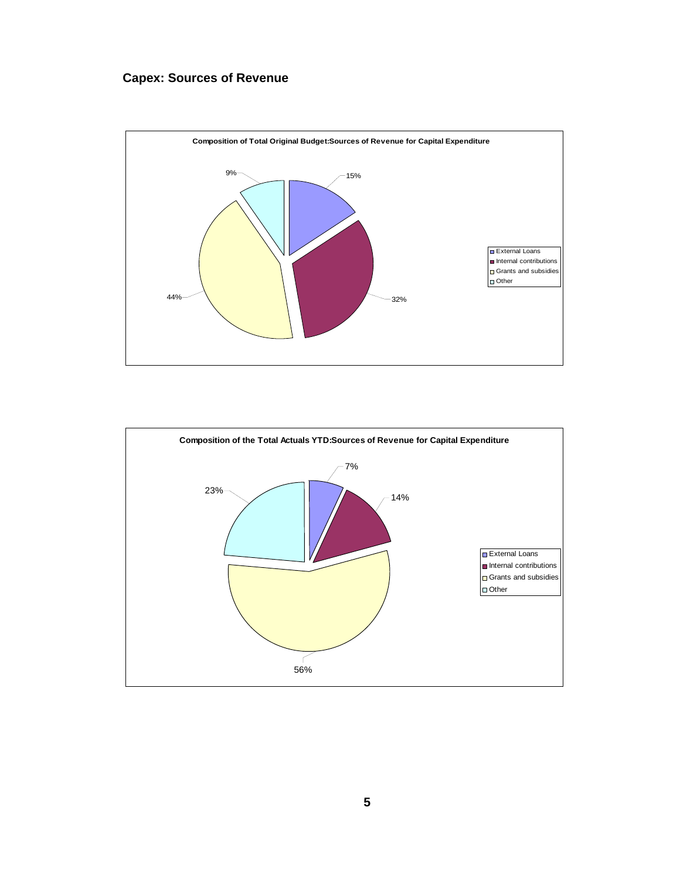## Capex: Sources of Revenue

**Composition of Total Original Budget:Sources of Revenue for Capital Expenditure**

| Source | % |
|---|---|
| External Loans | 15% |
| Internal contributions | 32% |
| Grants and subsidies | 44% |
| Other | 9% |

**Composition of the Total Actuals YTD:Sources of Revenue for Capital Expenditure**

| Source | % |
|---|---|
| External Loans | 7% |
| Internal contributions | 14% |
| Grants and subsidies | 56% |
| Other | 23% |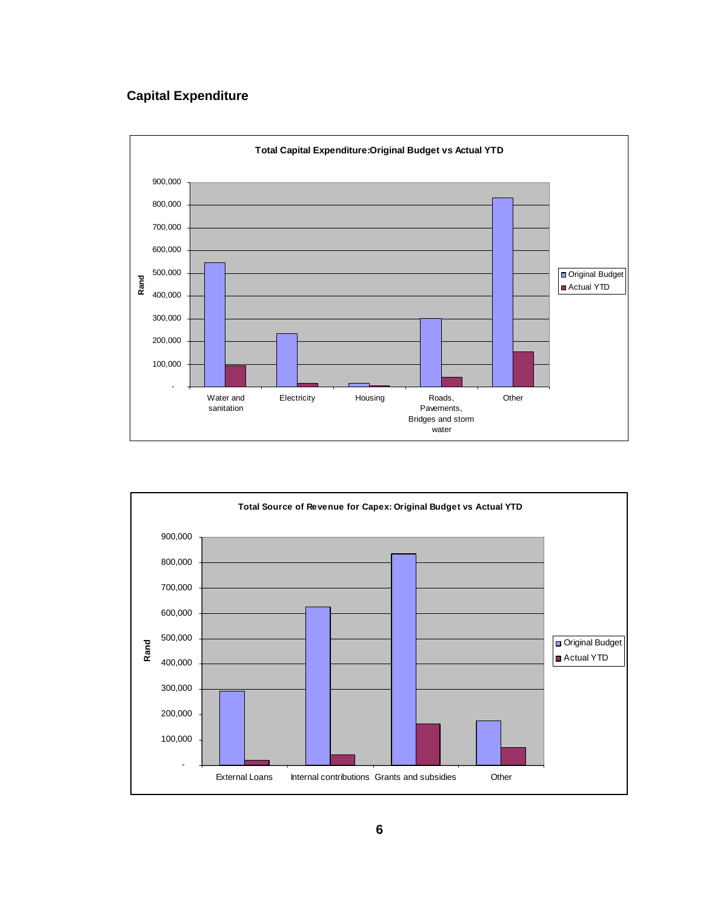## Capital Expenditure

**Total Capital Expenditure:Original Budget vs Actual YTD**

Rand

900,000
800,000
700,000
600,000
500,000
400,000
300,000
200,000
100,000
-

Water and sanitation | Electricity | Housing | Roads, Pavements, Bridges and storm water | Other

Original Budget
Actual YTD

**Total Source of Revenue for Capex: Original Budget vs Actual YTD**

Rand

900,000
800,000
700,000
600,000
500,000
400,000
300,000
200,000
100,000
-

External Loans | Internal contributions | Grants and subsidies | Other

Original Budget
Actual YTD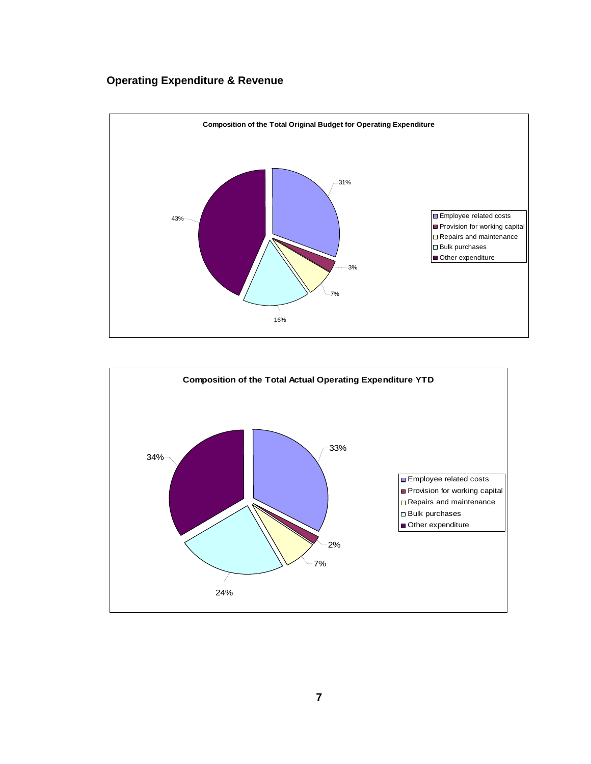## Operating Expenditure & Revenue

**Composition of the Total Original Budget for Operating Expenditure**

| Category | Percentage |
| --- | --- |
| Employee related costs | 31% |
| Provision for working capital | 3% |
| Repairs and maintenance | 7% |
| Bulk purchases | 16% |
| Other expenditure | 43% |

**Composition of the Total Actual Operating Expenditure YTD**

| Category | Percentage |
| --- | --- |
| Employee related costs | 33% |
| Provision for working capital | 2% |
| Repairs and maintenance | 7% |
| Bulk purchases | 24% |
| Other expenditure | 34% |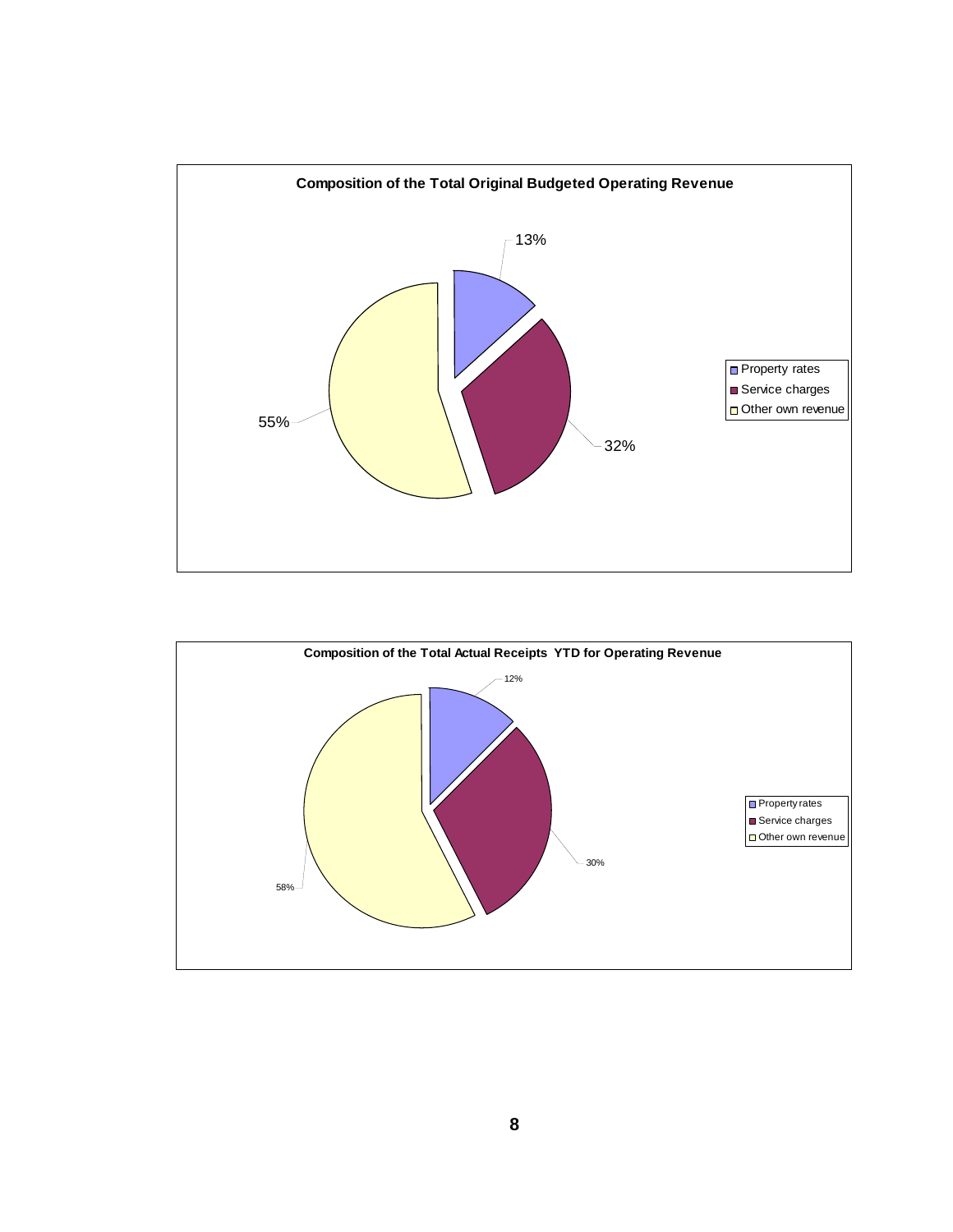**Composition of the Total Original Budgeted Operating Revenue**

- Property rates: 13%
- Service charges: 32%
- Other own revenue: 55%

**Composition of the Total Actual Receipts YTD for Operating Revenue**

- Property rates: 12%
- Service charges: 30%
- Other own revenue: 58%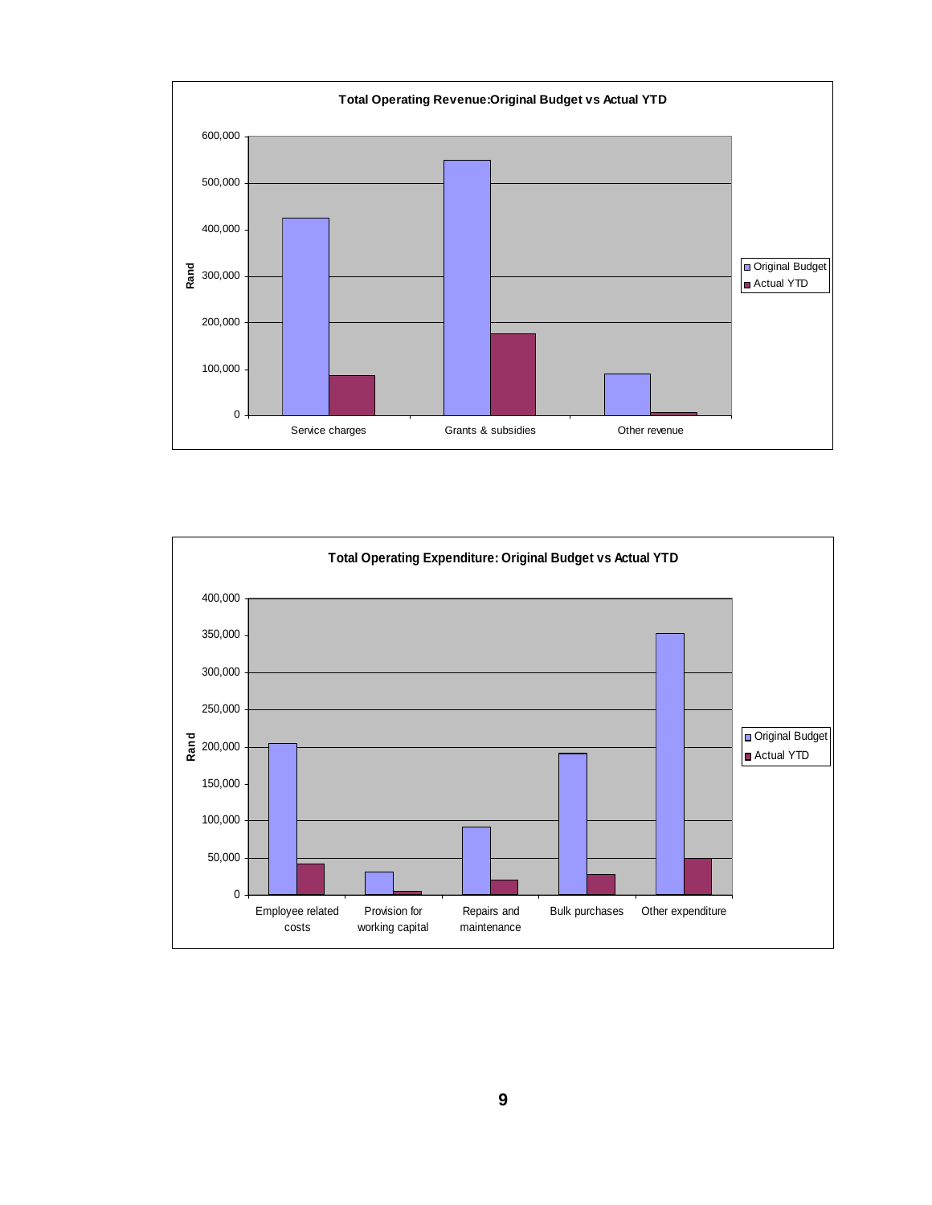**Total Operating Revenue:Original Budget vs Actual YTD**

Rand

600,000
500,000
400,000
300,000
200,000
100,000
0

Service charges | Grants & subsidies | Other revenue

Original Budget
Actual YTD

**Total Operating Expenditure: Original Budget vs Actual YTD**

Rand

400,000
350,000
300,000
250,000
200,000
150,000
100,000
50,000
0

Employee related costs | Provision for working capital | Repairs and maintenance | Bulk purchases | Other expenditure

Original Budget
Actual YTD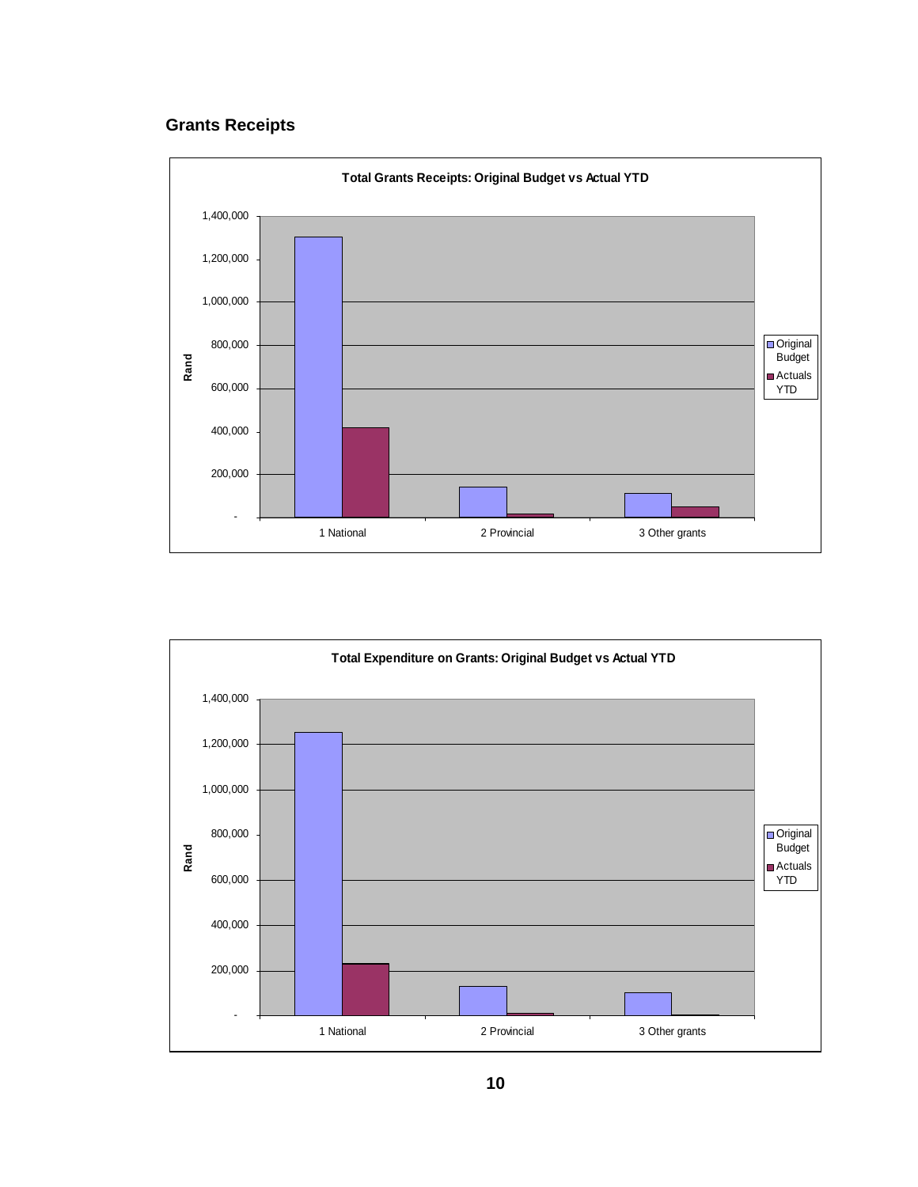## Grants Receipts

**Total Grants Receipts: Original Budget vs Actual YTD**

**Total Expenditure on Grants: Original Budget vs Actual YTD**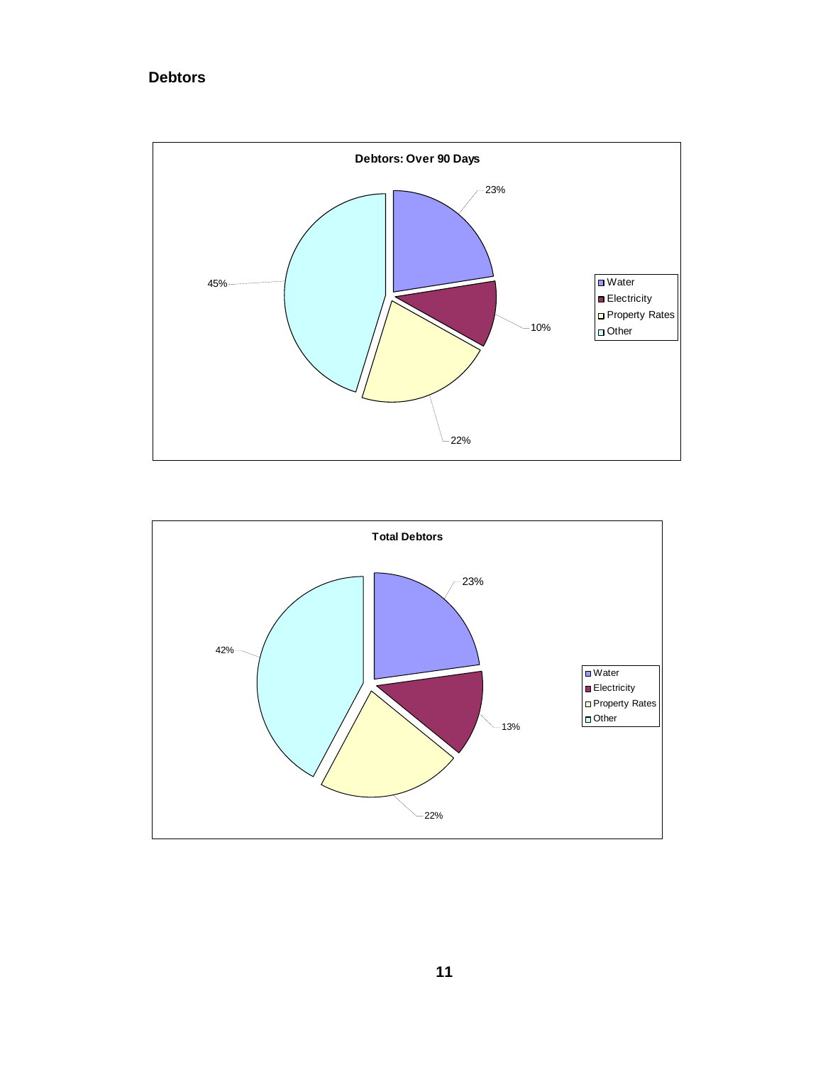## Debtors

**Debtors: Over 90 Days**

| Category | Percentage |
| --- | --- |
| Water | 23% |
| Electricity | 10% |
| Property Rates | 22% |
| Other | 45% |

**Total Debtors**

| Category | Percentage |
| --- | --- |
| Water | 23% |
| Electricity | 13% |
| Property Rates | 22% |
| Other | 42% |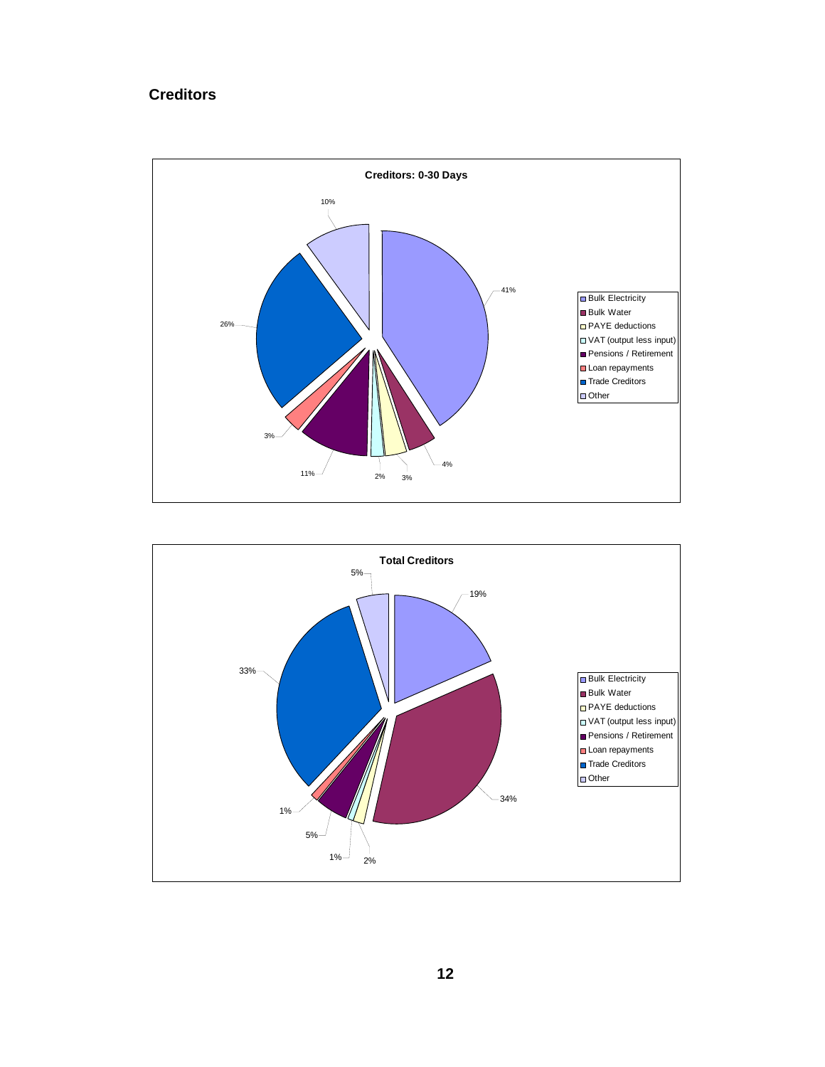## Creditors

**Creditors: 0-30 Days**

| Category | % |
|---|---|
| Bulk Electricity | 41% |
| Bulk Water | 4% |
| PAYE deductions | 3% |
| VAT (output less input) | 2% |
| Pensions / Retirement | 11% |
| Loan repayments | 3% |
| Trade Creditors | 26% |
| Other | 10% |

**Total Creditors**

| Category | % |
|---|---|
| Bulk Electricity | 19% |
| Bulk Water | 34% |
| PAYE deductions | 2% |
| VAT (output less input) | 1% |
| Pensions / Retirement | 5% |
| Loan repayments | 1% |
| Trade Creditors | 33% |
| Other | 5% |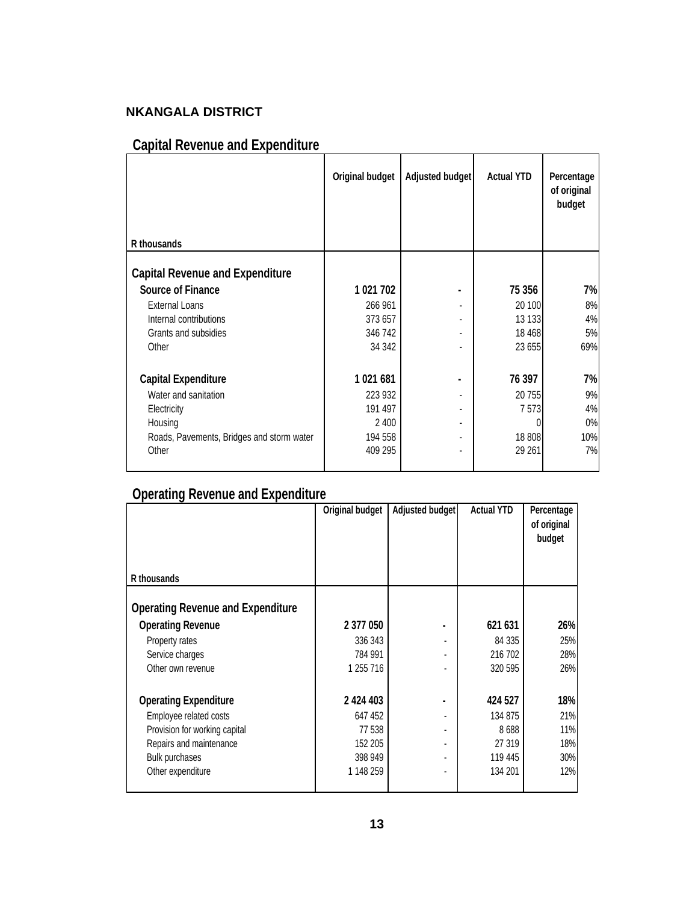**NKANGALA DISTRICT**

## Capital Revenue and Expenditure

| R thousands | Original budget | Adjusted budget | Actual YTD | Percentage of original budget |
|---|---|---|---|---|
| **Capital Revenue and Expenditure** | | | | |
| **Source of Finance** | **1 021 702** | **-** | **75 356** | **7%** |
| External Loans | 266 961 | - | 20 100 | 8% |
| Internal contributions | 373 657 | - | 13 133 | 4% |
| Grants and subsidies | 346 742 | - | 18 468 | 5% |
| Other | 34 342 | - | 23 655 | 69% |
| **Capital Expenditure** | **1 021 681** | **-** | **76 397** | **7%** |
| Water and sanitation | 223 932 | - | 20 755 | 9% |
| Electricity | 191 497 | - | 7 573 | 4% |
| Housing | 2 400 | - | 0 | 0% |
| Roads, Pavements, Bridges and storm water | 194 558 | - | 18 808 | 10% |
| Other | 409 295 | - | 29 261 | 7% |

## Operating Revenue and Expenditure

| R thousands | Original budget | Adjusted budget | Actual YTD | Percentage of original budget |
|---|---|---|---|---|
| **Operating Revenue and Expenditure** | | | | |
| **Operating Revenue** | **2 377 050** | **-** | **621 631** | **26%** |
| Property rates | 336 343 | - | 84 335 | 25% |
| Service charges | 784 991 | - | 216 702 | 28% |
| Other own revenue | 1 255 716 | - | 320 595 | 26% |
| **Operating Expenditure** | **2 424 403** | **-** | **424 527** | **18%** |
| Employee related costs | 647 452 | - | 134 875 | 21% |
| Provision for working capital | 77 538 | - | 8 688 | 11% |
| Repairs and maintenance | 152 205 | - | 27 319 | 18% |
| Bulk purchases | 398 949 | - | 119 445 | 30% |
| Other expenditure | 1 148 259 | - | 134 201 | 12% |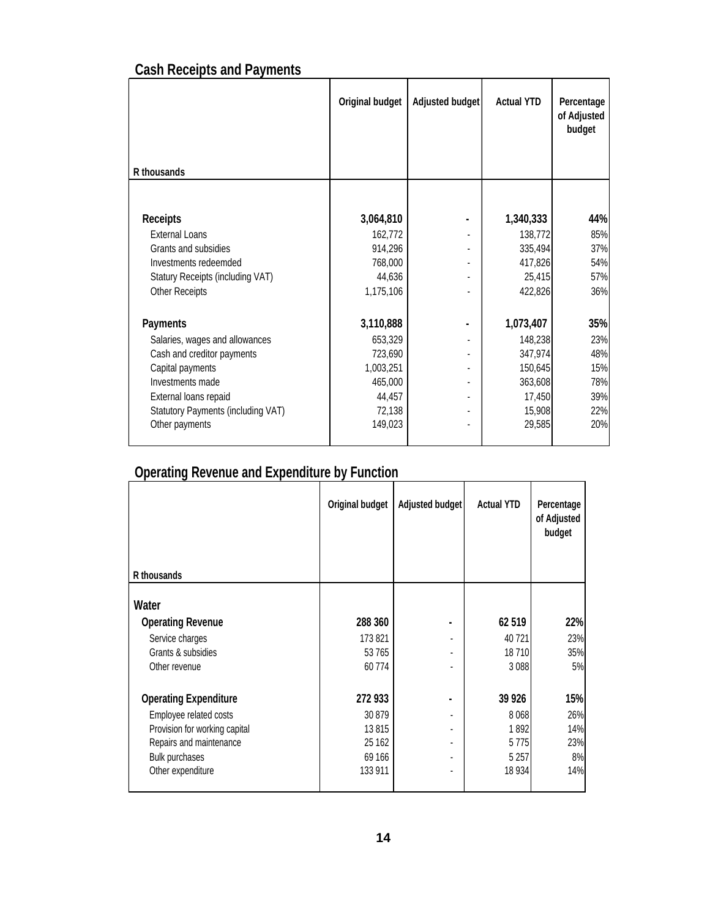## Cash Receipts and Payments

| R thousands | Original budget | Adjusted budget | Actual YTD | Percentage of Adjusted budget |
|---|---|---|---|---|
| **Receipts** | **3,064,810** | **-** | **1,340,333** | **44%** |
| External Loans | 162,772 | - | 138,772 | 85% |
| Grants and subsidies | 914,296 | - | 335,494 | 37% |
| Investments redeemded | 768,000 | - | 417,826 | 54% |
| Statury Receipts (including VAT) | 44,636 | - | 25,415 | 57% |
| Other Receipts | 1,175,106 | - | 422,826 | 36% |
| **Payments** | **3,110,888** | **-** | **1,073,407** | **35%** |
| Salaries, wages and allowances | 653,329 | - | 148,238 | 23% |
| Cash and creditor payments | 723,690 | - | 347,974 | 48% |
| Capital payments | 1,003,251 | - | 150,645 | 15% |
| Investments made | 465,000 | - | 363,608 | 78% |
| External loans repaid | 44,457 | - | 17,450 | 39% |
| Statutory Payments (including VAT) | 72,138 | - | 15,908 | 22% |
| Other payments | 149,023 | - | 29,585 | 20% |

## Operating Revenue and Expenditure by Function

| R thousands | Original budget | Adjusted budget | Actual YTD | Percentage of Adjusted budget |
|---|---|---|---|---|
| **Water** | | | | |
| **Operating Revenue** | **288 360** | **-** | **62 519** | **22%** |
| Service charges | 173 821 | - | 40 721 | 23% |
| Grants & subsidies | 53 765 | - | 18 710 | 35% |
| Other revenue | 60 774 | - | 3 088 | 5% |
| **Operating Expenditure** | **272 933** | **-** | **39 926** | **15%** |
| Employee related costs | 30 879 | - | 8 068 | 26% |
| Provision for working capital | 13 815 | - | 1 892 | 14% |
| Repairs and maintenance | 25 162 | - | 5 775 | 23% |
| Bulk purchases | 69 166 | - | 5 257 | 8% |
| Other expenditure | 133 911 | - | 18 934 | 14% |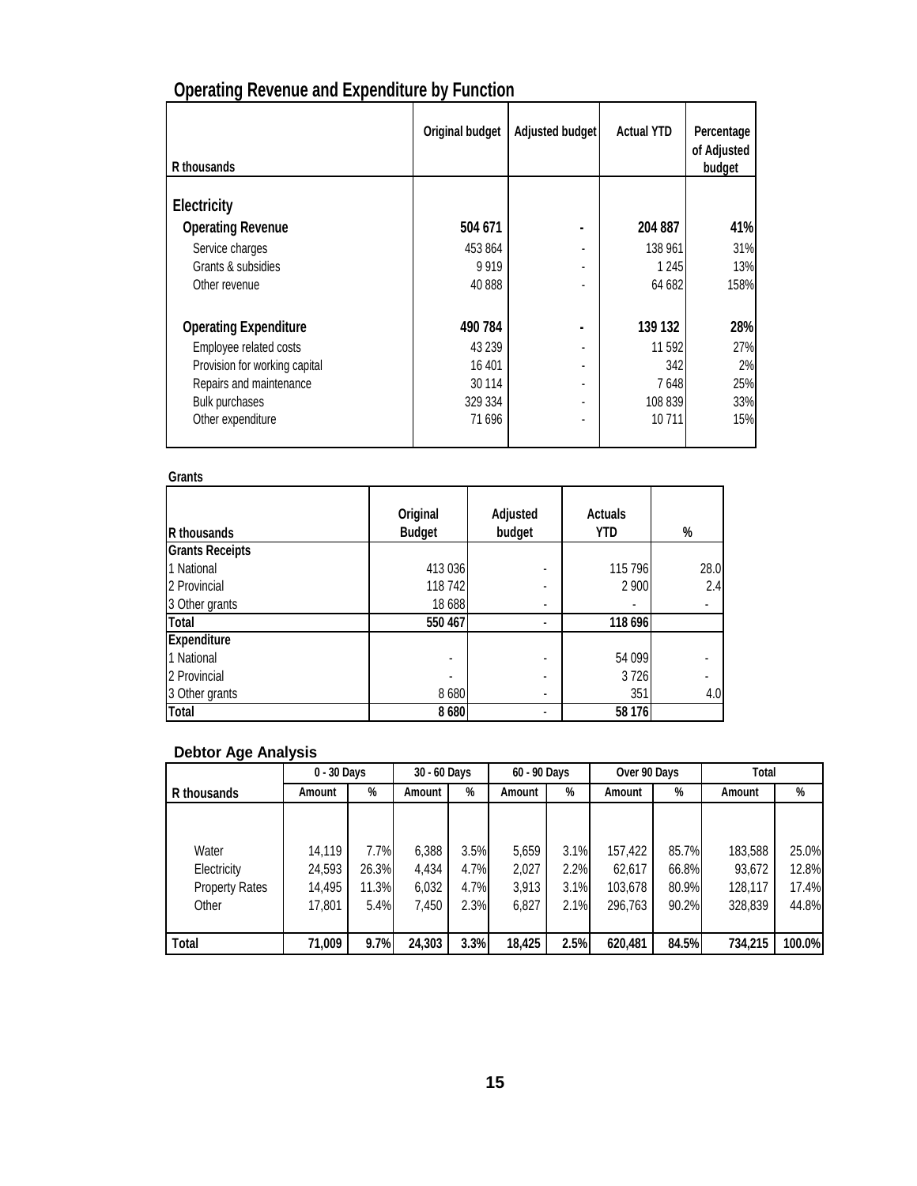## Operating Revenue and Expenditure by Function

| R thousands | Original budget | Adjusted budget | Actual YTD | Percentage of Adjusted budget |
|---|---|---|---|---|
| **Electricity** | | | | |
| **Operating Revenue** | **504 671** | **-** | **204 887** | **41%** |
| Service charges | 453 864 | - | 138 961 | 31% |
| Grants & subsidies | 9 919 | - | 1 245 | 13% |
| Other revenue | 40 888 | - | 64 682 | 158% |
| **Operating Expenditure** | **490 784** | **-** | **139 132** | **28%** |
| Employee related costs | 43 239 | - | 11 592 | 27% |
| Provision for working capital | 16 401 | - | 342 | 2% |
| Repairs and maintenance | 30 114 | - | 7 648 | 25% |
| Bulk purchases | 329 334 | - | 108 839 | 33% |
| Other expenditure | 71 696 | - | 10 711 | 15% |

### Grants

| R thousands | Original Budget | Adjusted budget | Actuals YTD | % |
|---|---|---|---|---|
| **Grants Receipts** | | | | |
| 1 National | 413 036 | - | 115 796 | 28.0 |
| 2 Provincial | 118 742 | - | 2 900 | 2.4 |
| 3 Other grants | 18 688 | - | - | - |
| **Total** | **550 467** | **-** | **118 696** | |
| **Expenditure** | | | | |
| 1 National | - | - | 54 099 | - |
| 2 Provincial | - | - | 3 726 | - |
| 3 Other grants | 8 680 | - | 351 | 4.0 |
| **Total** | **8 680** | **-** | **58 176** | |

### Debtor Age Analysis

| | 0 - 30 Days | | 30 - 60 Days | | 60 - 90 Days | | Over 90 Days | | Total | |
|---|---|---|---|---|---|---|---|---|---|---|
| R thousands | Amount | % | Amount | % | Amount | % | Amount | % | Amount | % |
| Water | 14,119 | 7.7% | 6,388 | 3.5% | 5,659 | 3.1% | 157,422 | 85.7% | 183,588 | 25.0% |
| Electricity | 24,593 | 26.3% | 4,434 | 4.7% | 2,027 | 2.2% | 62,617 | 66.8% | 93,672 | 12.8% |
| Property Rates | 14,495 | 11.3% | 6,032 | 4.7% | 3,913 | 3.1% | 103,678 | 80.9% | 128,117 | 17.4% |
| Other | 17,801 | 5.4% | 7,450 | 2.3% | 6,827 | 2.1% | 296,763 | 90.2% | 328,839 | 44.8% |
| **Total** | **71,009** | **9.7%** | **24,303** | **3.3%** | **18,425** | **2.5%** | **620,481** | **84.5%** | **734,215** | **100.0%** |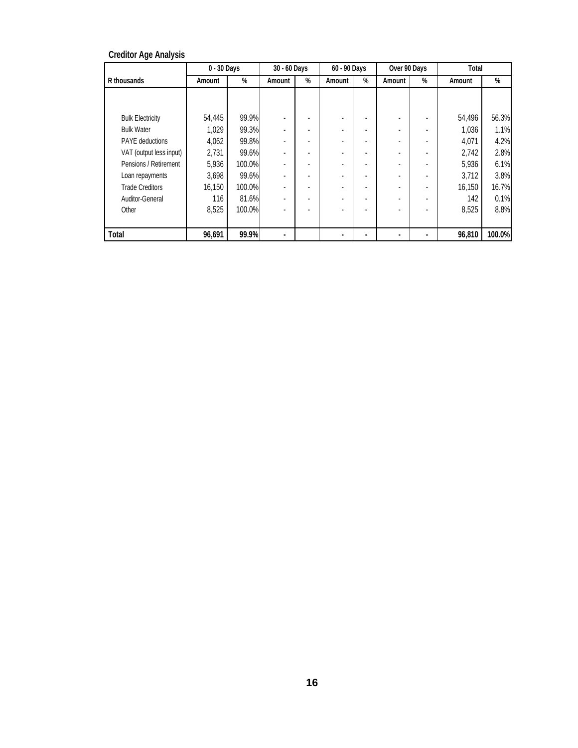### Creditor Age Analysis

| | 0 - 30 Days | | 30 - 60 Days | | 60 - 90 Days | | Over 90 Days | | Total | |
|---|---|---|---|---|---|---|---|---|---|---|
| R thousands | Amount | % | Amount | % | Amount | % | Amount | % | Amount | % |
| Bulk Electricity | 54,445 | 99.9% | - | - | - | - | - | - | 54,496 | 56.3% |
| Bulk Water | 1,029 | 99.3% | - | - | - | - | - | - | 1,036 | 1.1% |
| PAYE deductions | 4,062 | 99.8% | - | - | - | - | - | - | 4,071 | 4.2% |
| VAT (output less input) | 2,731 | 99.6% | - | - | - | - | - | - | 2,742 | 2.8% |
| Pensions / Retirement | 5,936 | 100.0% | - | - | - | - | - | - | 5,936 | 6.1% |
| Loan repayments | 3,698 | 99.6% | - | - | - | - | - | - | 3,712 | 3.8% |
| Trade Creditors | 16,150 | 100.0% | - | - | - | - | - | - | 16,150 | 16.7% |
| Auditor-General | 116 | 81.6% | - | - | - | - | - | - | 142 | 0.1% |
| Other | 8,525 | 100.0% | - | - | - | - | - | - | 8,525 | 8.8% |
| **Total** | **96,691** | **99.9%** | **-** | | **-** | **-** | **-** | **-** | **96,810** | **100.0%** |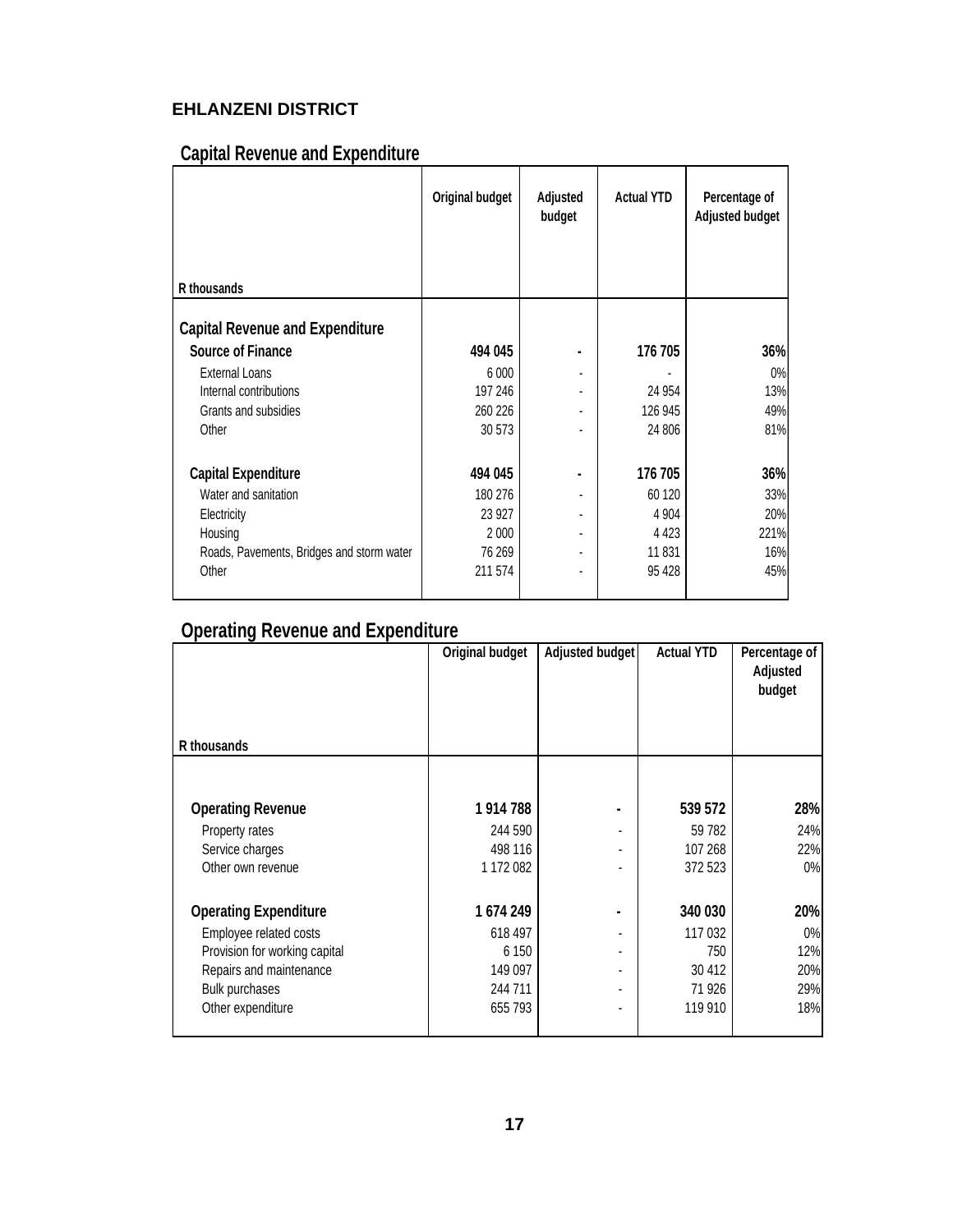## EHLANZENI DISTRICT

### Capital Revenue and Expenditure

| R thousands | Original budget | Adjusted budget | Actual YTD | Percentage of Adjusted budget |
|---|---|---|---|---|
| **Capital Revenue and Expenditure** | | | | |
| **Source of Finance** | **494 045** | **-** | **176 705** | **36%** |
| External Loans | 6 000 | - | - | 0% |
| Internal contributions | 197 246 | - | 24 954 | 13% |
| Grants and subsidies | 260 226 | - | 126 945 | 49% |
| Other | 30 573 | - | 24 806 | 81% |
| **Capital Expenditure** | **494 045** | **-** | **176 705** | **36%** |
| Water and sanitation | 180 276 | - | 60 120 | 33% |
| Electricity | 23 927 | - | 4 904 | 20% |
| Housing | 2 000 | - | 4 423 | 221% |
| Roads, Pavements, Bridges and storm water | 76 269 | - | 11 831 | 16% |
| Other | 211 574 | - | 95 428 | 45% |

### Operating Revenue and Expenditure

| R thousands | Original budget | Adjusted budget | Actual YTD | Percentage of Adjusted budget |
|---|---|---|---|---|
| **Operating Revenue** | **1 914 788** | **-** | **539 572** | **28%** |
| Property rates | 244 590 | - | 59 782 | 24% |
| Service charges | 498 116 | - | 107 268 | 22% |
| Other own revenue | 1 172 082 | - | 372 523 | 0% |
| **Operating Expenditure** | **1 674 249** | **-** | **340 030** | **20%** |
| Employee related costs | 618 497 | - | 117 032 | 0% |
| Provision for working capital | 6 150 | - | 750 | 12% |
| Repairs and maintenance | 149 097 | - | 30 412 | 20% |
| Bulk purchases | 244 711 | - | 71 926 | 29% |
| Other expenditure | 655 793 | - | 119 910 | 18% |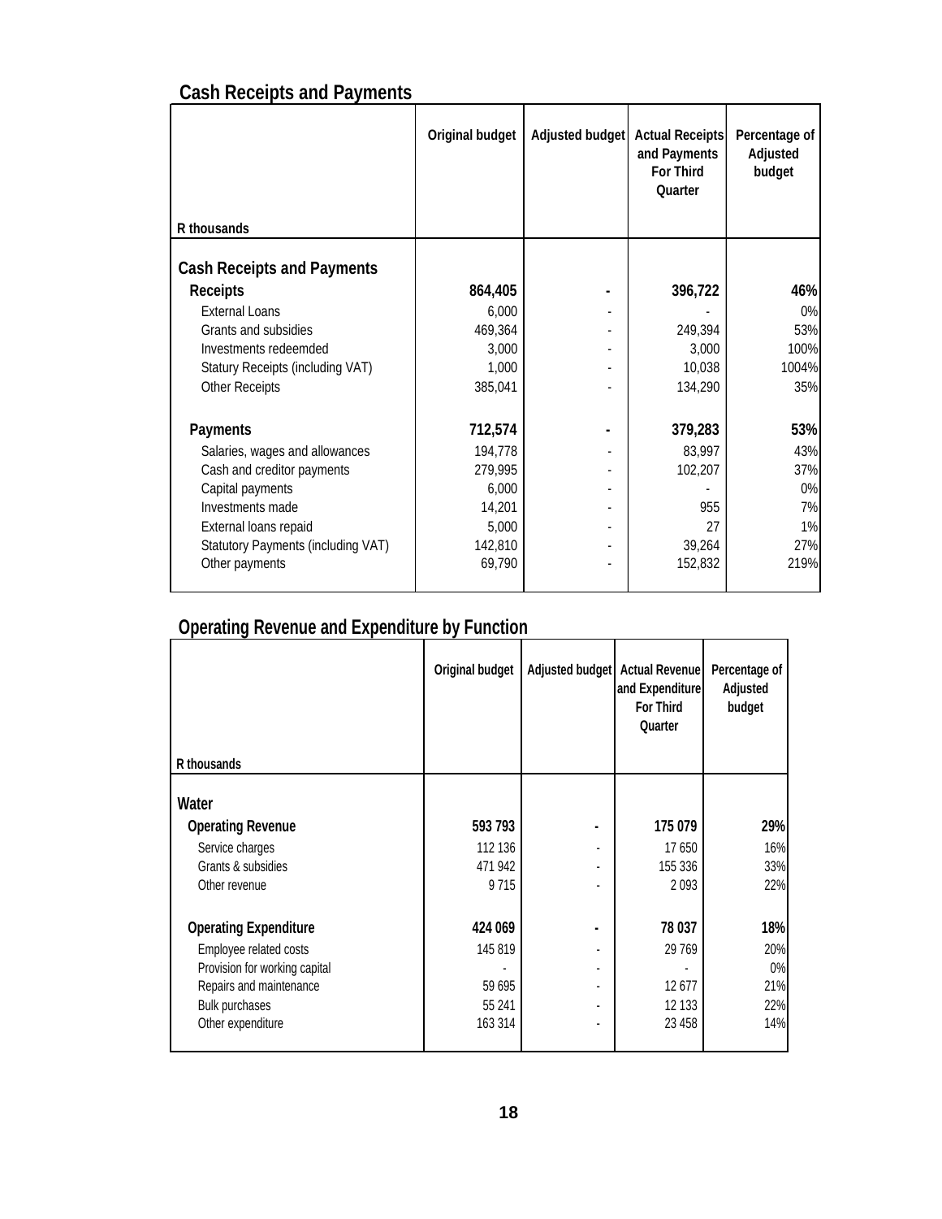## Cash Receipts and Payments

| R thousands | Original budget | Adjusted budget | Actual Receipts and Payments For Third Quarter | Percentage of Adjusted budget |
|---|---|---|---|---|
| **Cash Receipts and Payments** | | | | |
| **Receipts** | **864,405** | **-** | **396,722** | **46%** |
| External Loans | 6,000 | - | - | 0% |
| Grants and subsidies | 469,364 | - | 249,394 | 53% |
| Investments redeemded | 3,000 | - | 3,000 | 100% |
| Statury Receipts (including VAT) | 1,000 | - | 10,038 | 1004% |
| Other Receipts | 385,041 | - | 134,290 | 35% |
| **Payments** | **712,574** | **-** | **379,283** | **53%** |
| Salaries, wages and allowances | 194,778 | - | 83,997 | 43% |
| Cash and creditor payments | 279,995 | - | 102,207 | 37% |
| Capital payments | 6,000 | - | - | 0% |
| Investments made | 14,201 | - | 955 | 7% |
| External loans repaid | 5,000 | - | 27 | 1% |
| Statutory Payments (including VAT) | 142,810 | - | 39,264 | 27% |
| Other payments | 69,790 | - | 152,832 | 219% |

## Operating Revenue and Expenditure by Function

| R thousands | Original budget | Adjusted budget | Actual Revenue and Expenditure For Third Quarter | Percentage of Adjusted budget |
|---|---|---|---|---|
| **Water** | | | | |
| **Operating Revenue** | **593 793** | **-** | **175 079** | **29%** |
| Service charges | 112 136 | - | 17 650 | 16% |
| Grants & subsidies | 471 942 | - | 155 336 | 33% |
| Other revenue | 9 715 | - | 2 093 | 22% |
| **Operating Expenditure** | **424 069** | **-** | **78 037** | **18%** |
| Employee related costs | 145 819 | - | 29 769 | 20% |
| Provision for working capital | - | - | - | 0% |
| Repairs and maintenance | 59 695 | - | 12 677 | 21% |
| Bulk purchases | 55 241 | - | 12 133 | 22% |
| Other expenditure | 163 314 | - | 23 458 | 14% |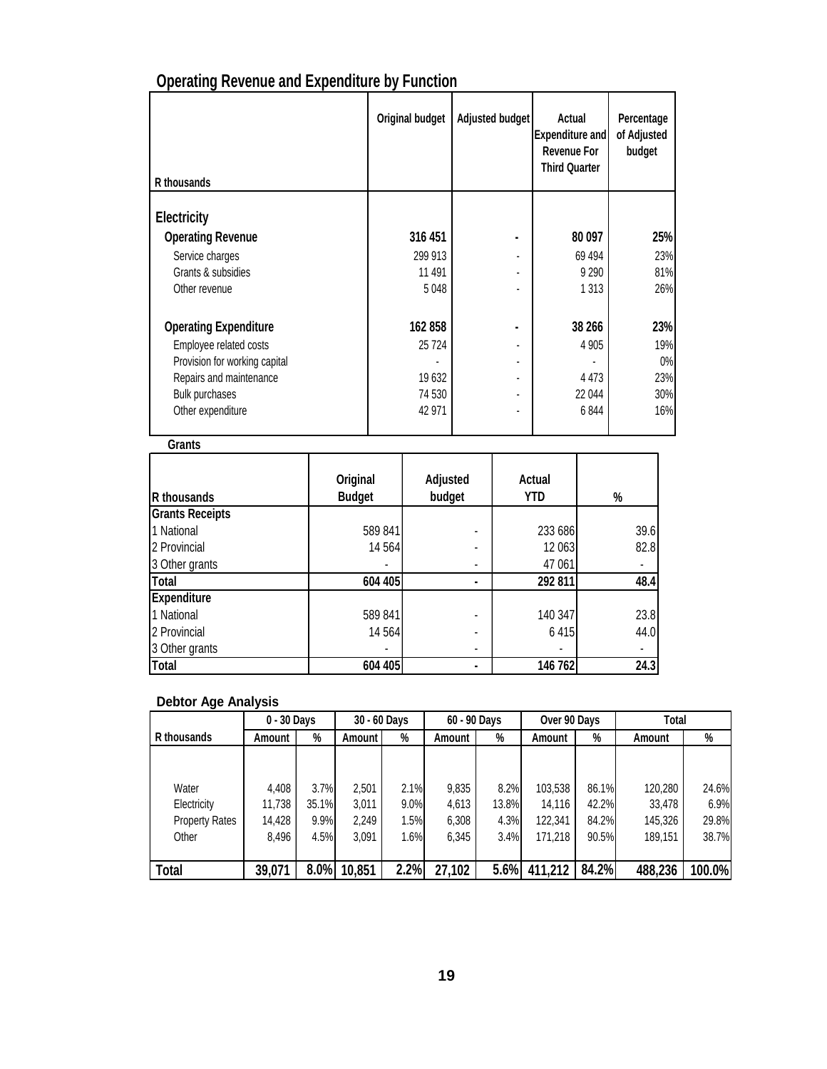## Operating Revenue and Expenditure by Function

| R thousands | Original budget | Adjusted budget | Actual Expenditure and Revenue For Third Quarter | Percentage of Adjusted budget |
|---|---|---|---|---|
| **Electricity** | | | | |
| **Operating Revenue** | **316 451** | **-** | **80 097** | **25%** |
| Service charges | 299 913 | - | 69 494 | 23% |
| Grants & subsidies | 11 491 | - | 9 290 | 81% |
| Other revenue | 5 048 | - | 1 313 | 26% |
| **Operating Expenditure** | **162 858** | **-** | **38 266** | **23%** |
| Employee related costs | 25 724 | - | 4 905 | 19% |
| Provision for working capital | - | - | - | 0% |
| Repairs and maintenance | 19 632 | - | 4 473 | 23% |
| Bulk purchases | 74 530 | - | 22 044 | 30% |
| Other expenditure | 42 971 | - | 6 844 | 16% |

### Grants

| R thousands | Original Budget | Adjusted budget | Actual YTD | % |
|---|---|---|---|---|
| **Grants Receipts** | | | | |
| 1 National | 589 841 | - | 233 686 | 39.6 |
| 2 Provincial | 14 564 | - | 12 063 | 82.8 |
| 3 Other grants | - | - | 47 061 | - |
| **Total** | **604 405** | **-** | **292 811** | **48.4** |
| **Expenditure** | | | | |
| 1 National | 589 841 | - | 140 347 | 23.8 |
| 2 Provincial | 14 564 | - | 6 415 | 44.0 |
| 3 Other grants | - | - | - | - |
| **Total** | **604 405** | **-** | **146 762** | **24.3** |

### Debtor Age Analysis

| | 0 - 30 Days | | 30 - 60 Days | | 60 - 90 Days | | Over 90 Days | | Total | |
|---|---|---|---|---|---|---|---|---|---|---|
| R thousands | Amount | % | Amount | % | Amount | % | Amount | % | Amount | % |
| Water | 4,408 | 3.7% | 2,501 | 2.1% | 9,835 | 8.2% | 103,538 | 86.1% | 120,280 | 24.6% |
| Electricity | 11,738 | 35.1% | 3,011 | 9.0% | 4,613 | 13.8% | 14,116 | 42.2% | 33,478 | 6.9% |
| Property Rates | 14,428 | 9.9% | 2,249 | 1.5% | 6,308 | 4.3% | 122,341 | 84.2% | 145,326 | 29.8% |
| Other | 8,496 | 4.5% | 3,091 | 1.6% | 6,345 | 3.4% | 171,218 | 90.5% | 189,151 | 38.7% |
| **Total** | **39,071** | **8.0%** | **10,851** | **2.2%** | **27,102** | **5.6%** | **411,212** | **84.2%** | **488,236** | **100.0%** |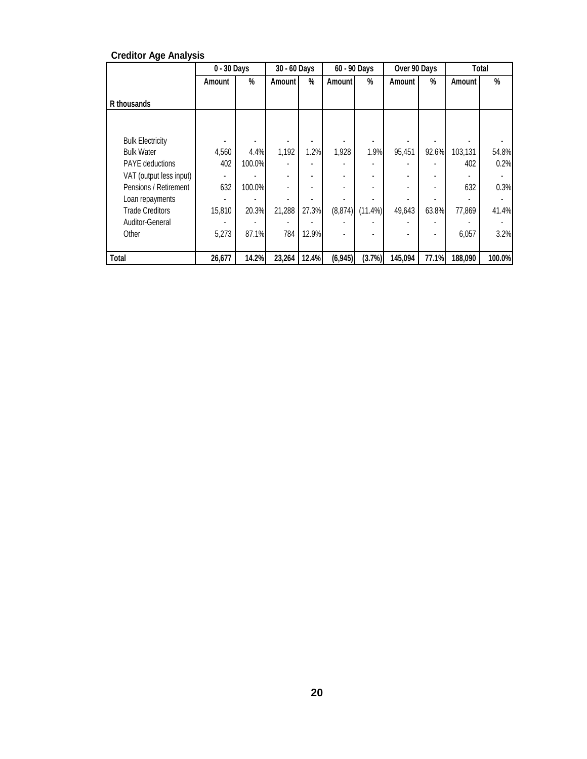**Creditor Age Analysis**

| R thousands | 0 - 30 Days | | 30 - 60 Days | | 60 - 90 Days | | Over 90 Days | | Total | |
|---|---|---|---|---|---|---|---|---|---|---|
| | Amount | % | Amount | % | Amount | % | Amount | % | Amount | % |
| Bulk Electricity | - | - | - | - | - | - | - | - | - | - |
| Bulk Water | 4,560 | 4.4% | 1,192 | 1.2% | 1,928 | 1.9% | 95,451 | 92.6% | 103,131 | 54.8% |
| PAYE deductions | 402 | 100.0% | - | - | - | - | - | - | 402 | 0.2% |
| VAT (output less input) | - | - | - | - | - | - | - | - | - | - |
| Pensions / Retirement | 632 | 100.0% | - | - | - | - | - | - | 632 | 0.3% |
| Loan repayments | - | - | - | - | - | - | - | - | - | - |
| Trade Creditors | 15,810 | 20.3% | 21,288 | 27.3% | (8,874) | (11.4%) | 49,643 | 63.8% | 77,869 | 41.4% |
| Auditor-General | - | - | - | - | - | - | - | - | - | - |
| Other | 5,273 | 87.1% | 784 | 12.9% | - | - | - | - | 6,057 | 3.2% |
| **Total** | **26,677** | **14.2%** | **23,264** | **12.4%** | **(6,945)** | **(3.7%)** | **145,094** | **77.1%** | **188,090** | **100.0%** |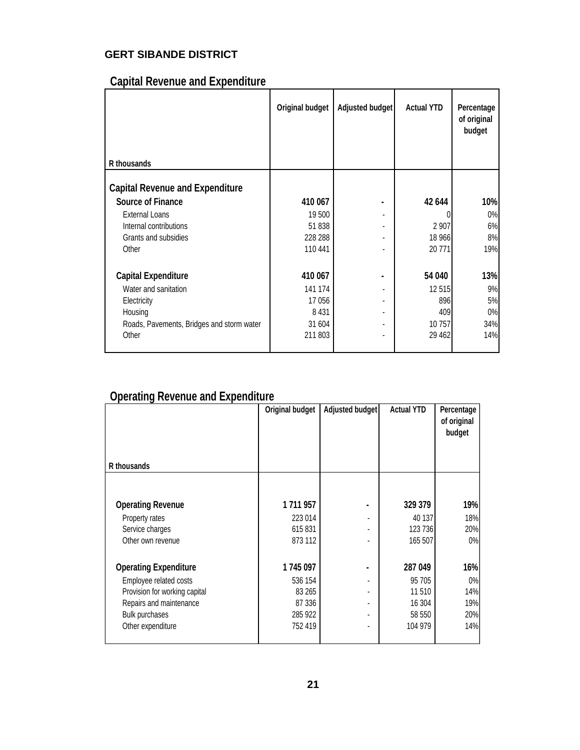**GERT SIBANDE DISTRICT**

## Capital Revenue and Expenditure

| R thousands | Original budget | Adjusted budget | Actual YTD | Percentage of original budget |
|---|---|---|---|---|
| **Capital Revenue and Expenditure** | | | | |
| **Source of Finance** | **410 067** | **-** | **42 644** | **10%** |
| External Loans | 19 500 | - | 0 | 0% |
| Internal contributions | 51 838 | - | 2 907 | 6% |
| Grants and subsidies | 228 288 | - | 18 966 | 8% |
| Other | 110 441 | - | 20 771 | 19% |
| **Capital Expenditure** | **410 067** | **-** | **54 040** | **13%** |
| Water and sanitation | 141 174 | - | 12 515 | 9% |
| Electricity | 17 056 | - | 896 | 5% |
| Housing | 8 431 | - | 409 | 0% |
| Roads, Pavements, Bridges and storm water | 31 604 | - | 10 757 | 34% |
| Other | 211 803 | - | 29 462 | 14% |

## Operating Revenue and Expenditure

| R thousands | Original budget | Adjusted budget | Actual YTD | Percentage of original budget |
|---|---|---|---|---|
| **Operating Revenue** | **1 711 957** | **-** | **329 379** | **19%** |
| Property rates | 223 014 | - | 40 137 | 18% |
| Service charges | 615 831 | - | 123 736 | 20% |
| Other own revenue | 873 112 | - | 165 507 | 0% |
| **Operating Expenditure** | **1 745 097** | **-** | **287 049** | **16%** |
| Employee related costs | 536 154 | - | 95 705 | 0% |
| Provision for working capital | 83 265 | - | 11 510 | 14% |
| Repairs and maintenance | 87 336 | - | 16 304 | 19% |
| Bulk purchases | 285 922 | - | 58 550 | 20% |
| Other expenditure | 752 419 | - | 104 979 | 14% |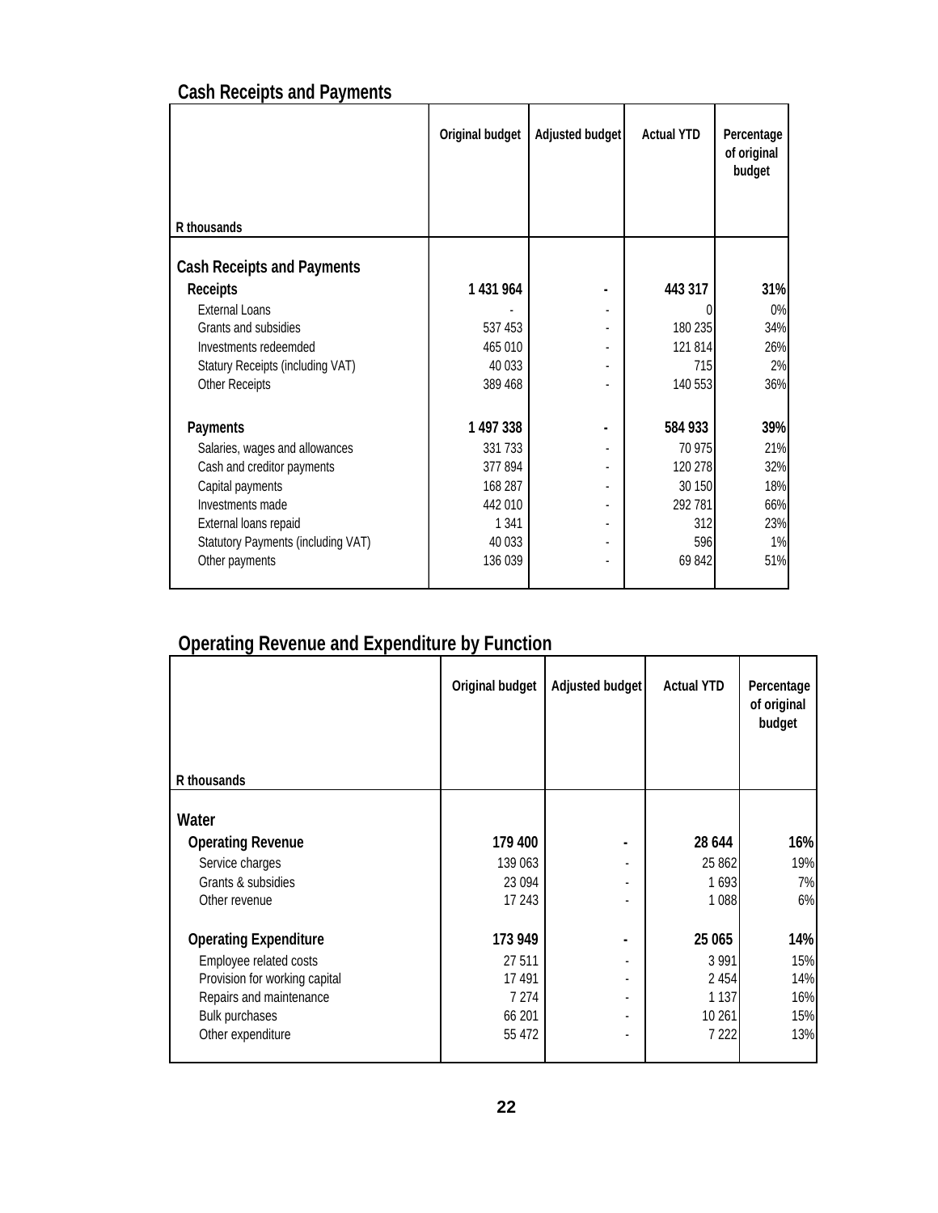## Cash Receipts and Payments

| R thousands | Original budget | Adjusted budget | Actual YTD | Percentage of original budget |
|---|---|---|---|---|
| **Cash Receipts and Payments** | | | | |
| **Receipts** | **1 431 964** | **-** | **443 317** | **31%** |
| External Loans | - | - | 0 | 0% |
| Grants and subsidies | 537 453 | - | 180 235 | 34% |
| Investments redeemded | 465 010 | - | 121 814 | 26% |
| Statury Receipts (including VAT) | 40 033 | - | 715 | 2% |
| Other Receipts | 389 468 | - | 140 553 | 36% |
| **Payments** | **1 497 338** | **-** | **584 933** | **39%** |
| Salaries, wages and allowances | 331 733 | - | 70 975 | 21% |
| Cash and creditor payments | 377 894 | - | 120 278 | 32% |
| Capital payments | 168 287 | - | 30 150 | 18% |
| Investments made | 442 010 | - | 292 781 | 66% |
| External loans repaid | 1 341 | - | 312 | 23% |
| Statutory Payments (including VAT) | 40 033 | - | 596 | 1% |
| Other payments | 136 039 | - | 69 842 | 51% |

## Operating Revenue and Expenditure by Function

| R thousands | Original budget | Adjusted budget | Actual YTD | Percentage of original budget |
|---|---|---|---|---|
| **Water** | | | | |
| **Operating Revenue** | **179 400** | **-** | **28 644** | **16%** |
| Service charges | 139 063 | - | 25 862 | 19% |
| Grants & subsidies | 23 094 | - | 1 693 | 7% |
| Other revenue | 17 243 | - | 1 088 | 6% |
| **Operating Expenditure** | **173 949** | **-** | **25 065** | **14%** |
| Employee related costs | 27 511 | - | 3 991 | 15% |
| Provision for working capital | 17 491 | - | 2 454 | 14% |
| Repairs and maintenance | 7 274 | - | 1 137 | 16% |
| Bulk purchases | 66 201 | - | 10 261 | 15% |
| Other expenditure | 55 472 | - | 7 222 | 13% |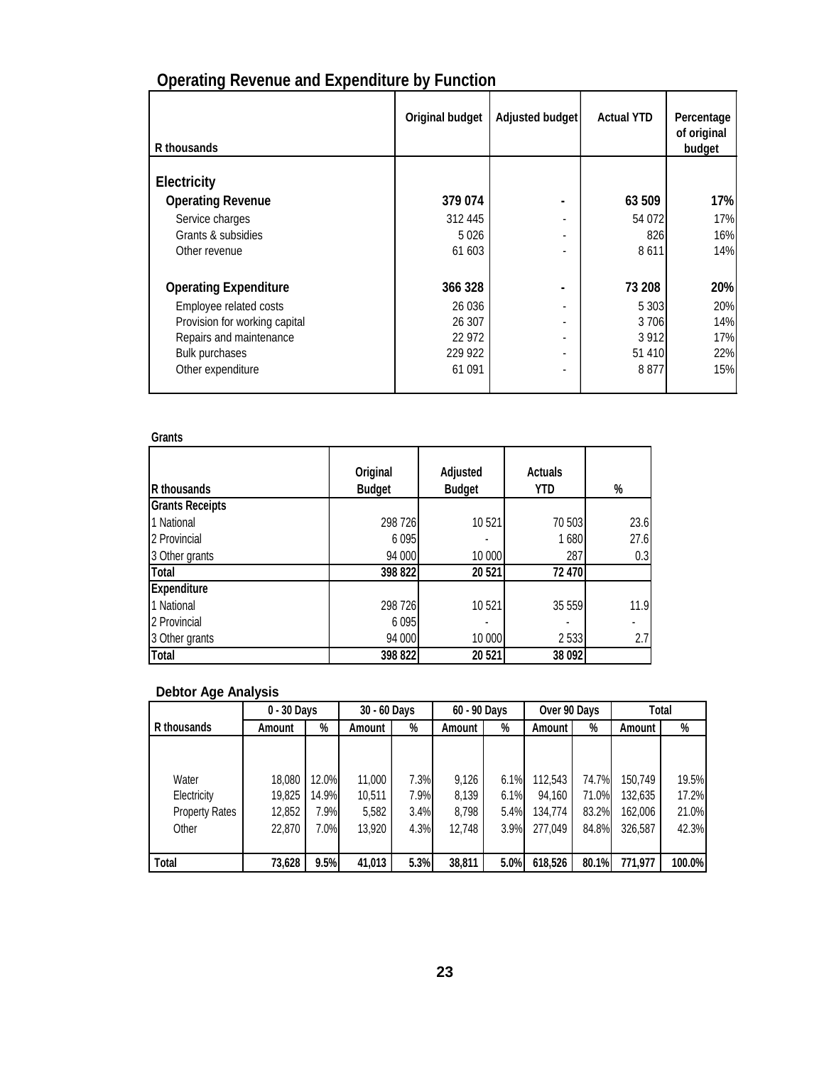## Operating Revenue and Expenditure by Function

| R thousands | Original budget | Adjusted budget | Actual YTD | Percentage of original budget |
|---|---|---|---|---|
| **Electricity** | | | | |
| **Operating Revenue** | **379 074** | **-** | **63 509** | **17%** |
| Service charges | 312 445 | - | 54 072 | 17% |
| Grants & subsidies | 5 026 | - | 826 | 16% |
| Other revenue | 61 603 | - | 8 611 | 14% |
| **Operating Expenditure** | **366 328** | **-** | **73 208** | **20%** |
| Employee related costs | 26 036 | - | 5 303 | 20% |
| Provision for working capital | 26 307 | - | 3 706 | 14% |
| Repairs and maintenance | 22 972 | - | 3 912 | 17% |
| Bulk purchases | 229 922 | - | 51 410 | 22% |
| Other expenditure | 61 091 | - | 8 877 | 15% |

### Grants

| R thousands | Original Budget | Adjusted Budget | Actuals YTD | % |
|---|---|---|---|---|
| **Grants Receipts** | | | | |
| 1 National | 298 726 | 10 521 | 70 503 | 23.6 |
| 2 Provincial | 6 095 | - | 1 680 | 27.6 |
| 3 Other grants | 94 000 | 10 000 | 287 | 0.3 |
| **Total** | **398 822** | **20 521** | **72 470** | |
| **Expenditure** | | | | |
| 1 National | 298 726 | 10 521 | 35 559 | 11.9 |
| 2 Provincial | 6 095 | - | - | - |
| 3 Other grants | 94 000 | 10 000 | 2 533 | 2.7 |
| **Total** | **398 822** | **20 521** | **38 092** | |

### Debtor Age Analysis

| | 0 - 30 Days | | 30 - 60 Days | | 60 - 90 Days | | Over 90 Days | | Total | |
|---|---|---|---|---|---|---|---|---|---|---|
| R thousands | Amount | % | Amount | % | Amount | % | Amount | % | Amount | % |
| Water | 18,080 | 12.0% | 11,000 | 7.3% | 9,126 | 6.1% | 112,543 | 74.7% | 150,749 | 19.5% |
| Electricity | 19,825 | 14.9% | 10,511 | 7.9% | 8,139 | 6.1% | 94,160 | 71.0% | 132,635 | 17.2% |
| Property Rates | 12,852 | 7.9% | 5,582 | 3.4% | 8,798 | 5.4% | 134,774 | 83.2% | 162,006 | 21.0% |
| Other | 22,870 | 7.0% | 13,920 | 4.3% | 12,748 | 3.9% | 277,049 | 84.8% | 326,587 | 42.3% |
| **Total** | **73,628** | **9.5%** | **41,013** | **5.3%** | **38,811** | **5.0%** | **618,526** | **80.1%** | **771,977** | **100.0%** |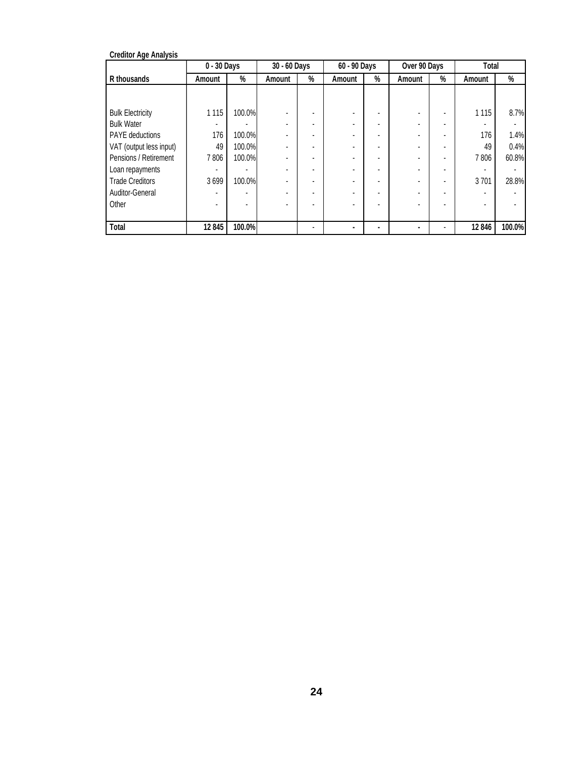**Creditor Age Analysis**

| | 0 - 30 Days | | 30 - 60 Days | | 60 - 90 Days | | Over 90 Days | | Total | |
|---|---|---|---|---|---|---|---|---|---|---|
| R thousands | Amount | % | Amount | % | Amount | % | Amount | % | Amount | % |
| Bulk Electricity | 1 115 | 100.0% | - | - | - | - | - | - | 1 115 | 8.7% |
| Bulk Water | - | - | - | - | - | - | - | - | - | - |
| PAYE deductions | 176 | 100.0% | - | - | - | - | - | - | 176 | 1.4% |
| VAT (output less input) | 49 | 100.0% | - | - | - | - | - | - | 49 | 0.4% |
| Pensions / Retirement | 7 806 | 100.0% | - | - | - | - | - | - | 7 806 | 60.8% |
| Loan repayments | - | - | - | - | - | - | - | - | - | - |
| Trade Creditors | 3 699 | 100.0% | - | - | - | - | - | - | 3 701 | 28.8% |
| Auditor-General | - | - | - | - | - | - | - | - | - | - |
| Other | - | - | - | - | - | - | - | - | - | - |
| **Total** | **12 845** | **100.0%** | | - | **-** | **-** | **-** | - | **12 846** | **100.0%** |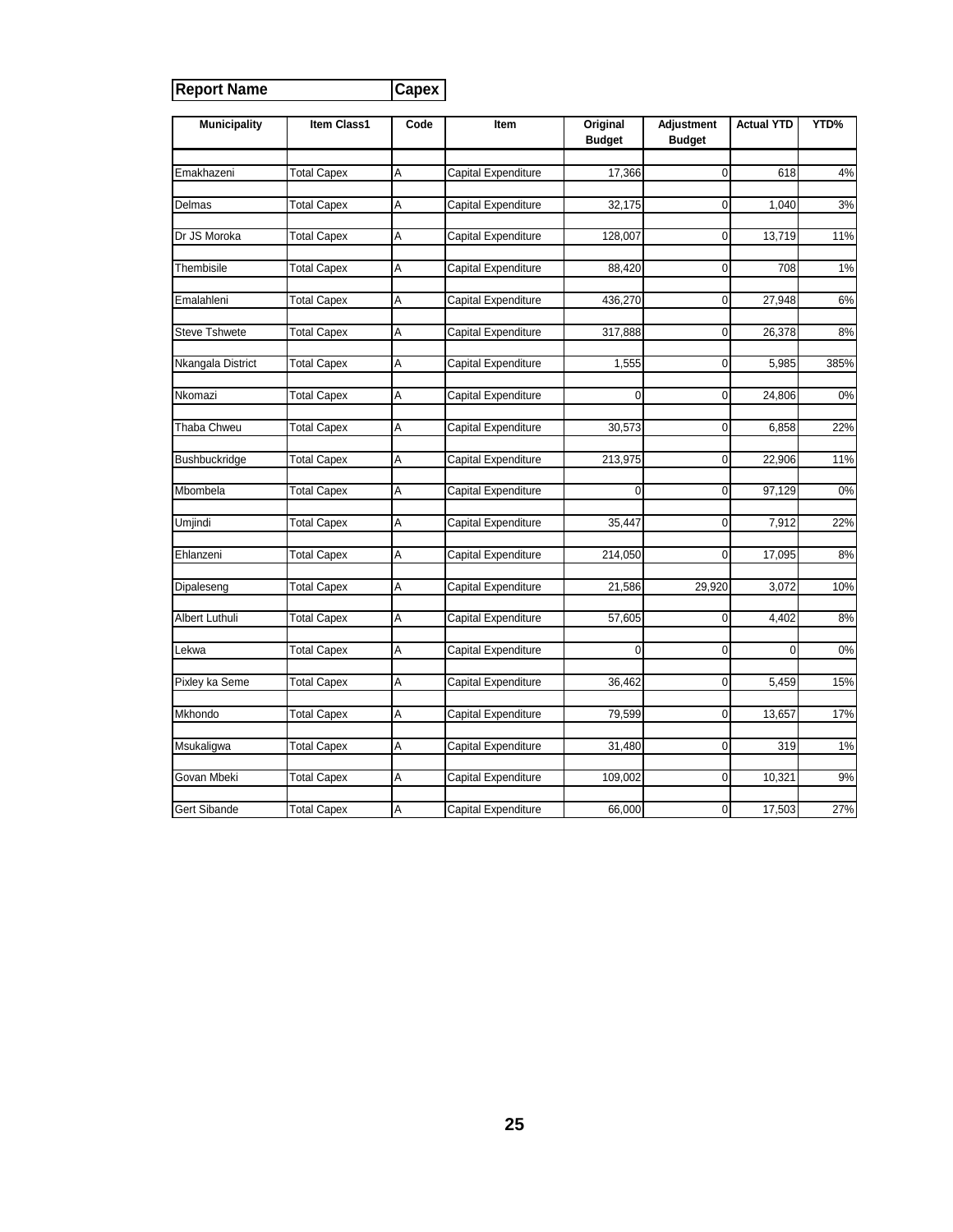| Report Name | Capex |
|---|---|

| Municipality | Item Class1 | Code | Item | Original Budget | Adjustment Budget | Actual YTD | YTD% |
|---|---|---|---|---|---|---|---|
| Emakhazeni | Total Capex | A | Capital Expenditure | 17,366 | 0 | 618 | 4% |
| Delmas | Total Capex | A | Capital Expenditure | 32,175 | 0 | 1,040 | 3% |
| Dr JS Moroka | Total Capex | A | Capital Expenditure | 128,007 | 0 | 13,719 | 11% |
| Thembisile | Total Capex | A | Capital Expenditure | 88,420 | 0 | 708 | 1% |
| Emalahleni | Total Capex | A | Capital Expenditure | 436,270 | 0 | 27,948 | 6% |
| Steve Tshwete | Total Capex | A | Capital Expenditure | 317,888 | 0 | 26,378 | 8% |
| Nkangala District | Total Capex | A | Capital Expenditure | 1,555 | 0 | 5,985 | 385% |
| Nkomazi | Total Capex | A | Capital Expenditure | 0 | 0 | 24,806 | 0% |
| Thaba Chweu | Total Capex | A | Capital Expenditure | 30,573 | 0 | 6,858 | 22% |
| Bushbuckridge | Total Capex | A | Capital Expenditure | 213,975 | 0 | 22,906 | 11% |
| Mbombela | Total Capex | A | Capital Expenditure | 0 | 0 | 97,129 | 0% |
| Umjindi | Total Capex | A | Capital Expenditure | 35,447 | 0 | 7,912 | 22% |
| Ehlanzeni | Total Capex | A | Capital Expenditure | 214,050 | 0 | 17,095 | 8% |
| Dipaleseng | Total Capex | A | Capital Expenditure | 21,586 | 29,920 | 3,072 | 10% |
| Albert Luthuli | Total Capex | A | Capital Expenditure | 57,605 | 0 | 4,402 | 8% |
| Lekwa | Total Capex | A | Capital Expenditure | 0 | 0 | 0 | 0% |
| Pixley ka Seme | Total Capex | A | Capital Expenditure | 36,462 | 0 | 5,459 | 15% |
| Mkhondo | Total Capex | A | Capital Expenditure | 79,599 | 0 | 13,657 | 17% |
| Msukaligwa | Total Capex | A | Capital Expenditure | 31,480 | 0 | 319 | 1% |
| Govan Mbeki | Total Capex | A | Capital Expenditure | 109,002 | 0 | 10,321 | 9% |
| Gert Sibande | Total Capex | A | Capital Expenditure | 66,000 | 0 | 17,503 | 27% |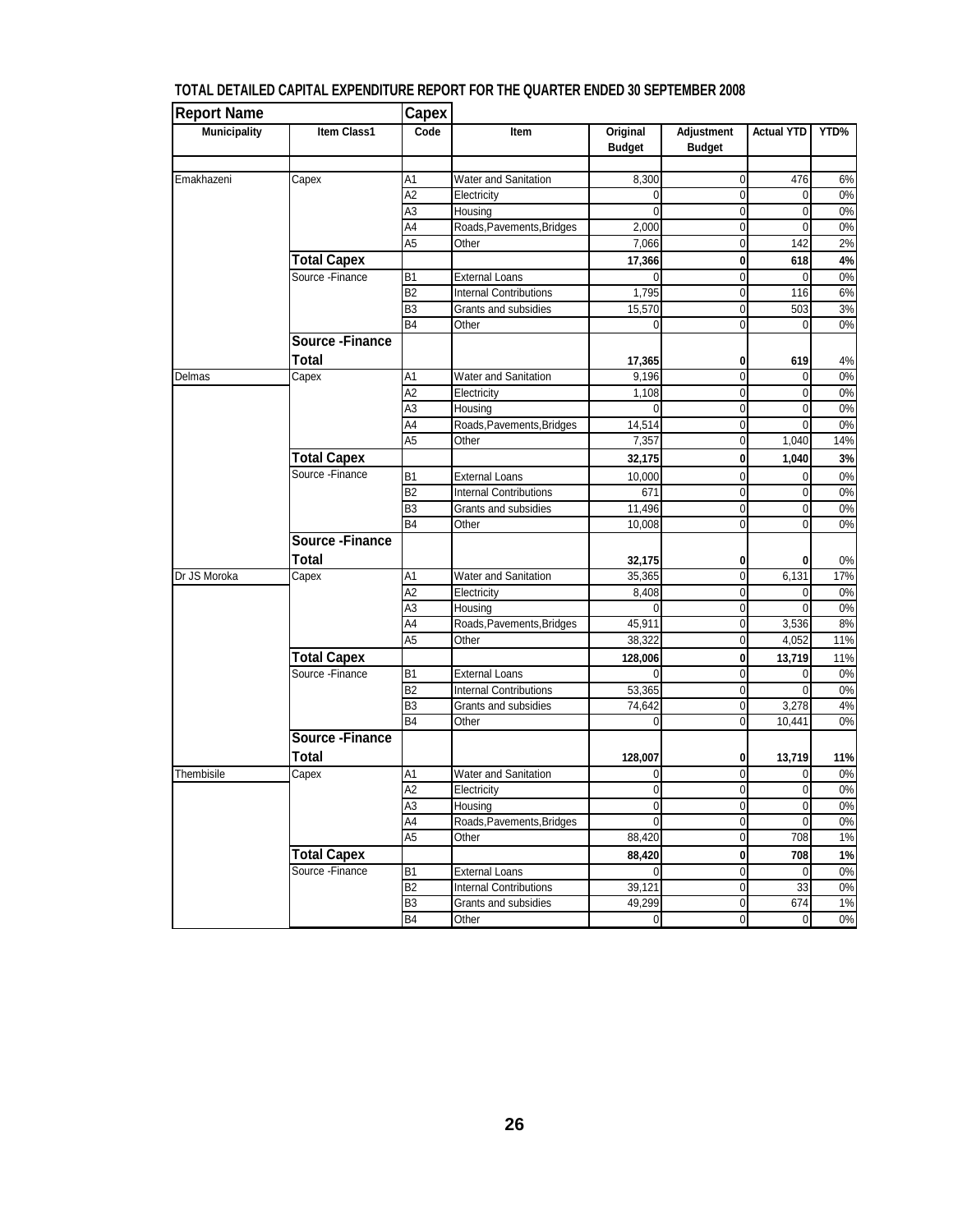**TOTAL DETAILED CAPITAL EXPENDITURE REPORT FOR THE QUARTER ENDED 30 SEPTEMBER 2008**

| Report Name | | Capex | | | | | |
|---|---|---|---|---|---|---|---|
| **Municipality** | **Item Class1** | **Code** | **Item** | **Original Budget** | **Adjustment Budget** | **Actual YTD** | **YTD%** |
| Emakhazeni | Capex | A1 | Water and Sanitation | 8,300 | 0 | 476 | 6% |
| | | A2 | Electricity | 0 | 0 | 0 | 0% |
| | | A3 | Housing | 0 | 0 | 0 | 0% |
| | | A4 | Roads,Pavements,Bridges | 2,000 | 0 | 0 | 0% |
| | | A5 | Other | 7,066 | 0 | 142 | 2% |
| | **Total Capex** | | | **17,366** | **0** | **618** | **4%** |
| | Source -Finance | B1 | External Loans | 0 | 0 | 0 | 0% |
| | | B2 | Internal Contributions | 1,795 | 0 | 116 | 6% |
| | | B3 | Grants and subsidies | 15,570 | 0 | 503 | 3% |
| | | B4 | Other | 0 | 0 | 0 | 0% |
| | **Source -Finance Total** | | | **17,365** | **0** | **619** | 4% |
| Delmas | Capex | A1 | Water and Sanitation | 9,196 | 0 | 0 | 0% |
| | | A2 | Electricity | 1,108 | 0 | 0 | 0% |
| | | A3 | Housing | 0 | 0 | 0 | 0% |
| | | A4 | Roads,Pavements,Bridges | 14,514 | 0 | 0 | 0% |
| | | A5 | Other | 7,357 | 0 | 1,040 | 14% |
| | **Total Capex** | | | **32,175** | **0** | **1,040** | **3%** |
| | Source -Finance | B1 | External Loans | 10,000 | 0 | 0 | 0% |
| | | B2 | Internal Contributions | 671 | 0 | 0 | 0% |
| | | B3 | Grants and subsidies | 11,496 | 0 | 0 | 0% |
| | | B4 | Other | 10,008 | 0 | 0 | 0% |
| | **Source -Finance Total** | | | **32,175** | **0** | **0** | 0% |
| Dr JS Moroka | Capex | A1 | Water and Sanitation | 35,365 | 0 | 6,131 | 17% |
| | | A2 | Electricity | 8,408 | 0 | 0 | 0% |
| | | A3 | Housing | 0 | 0 | 0 | 0% |
| | | A4 | Roads,Pavements,Bridges | 45,911 | 0 | 3,536 | 8% |
| | | A5 | Other | 38,322 | 0 | 4,052 | 11% |
| | **Total Capex** | | | **128,006** | **0** | **13,719** | 11% |
| | Source -Finance | B1 | External Loans | 0 | 0 | 0 | 0% |
| | | B2 | Internal Contributions | 53,365 | 0 | 0 | 0% |
| | | B3 | Grants and subsidies | 74,642 | 0 | 3,278 | 4% |
| | | B4 | Other | 0 | 0 | 10,441 | 0% |
| | **Source -Finance Total** | | | **128,007** | **0** | **13,719** | **11%** |
| Thembisile | Capex | A1 | Water and Sanitation | 0 | 0 | 0 | 0% |
| | | A2 | Electricity | 0 | 0 | 0 | 0% |
| | | A3 | Housing | 0 | 0 | 0 | 0% |
| | | A4 | Roads,Pavements,Bridges | 0 | 0 | 0 | 0% |
| | | A5 | Other | 88,420 | 0 | 708 | 1% |
| | **Total Capex** | | | **88,420** | **0** | **708** | **1%** |
| | Source -Finance | B1 | External Loans | 0 | 0 | 0 | 0% |
| | | B2 | Internal Contributions | 39,121 | 0 | 33 | 0% |
| | | B3 | Grants and subsidies | 49,299 | 0 | 674 | 1% |
| | | B4 | Other | 0 | 0 | 0 | 0% |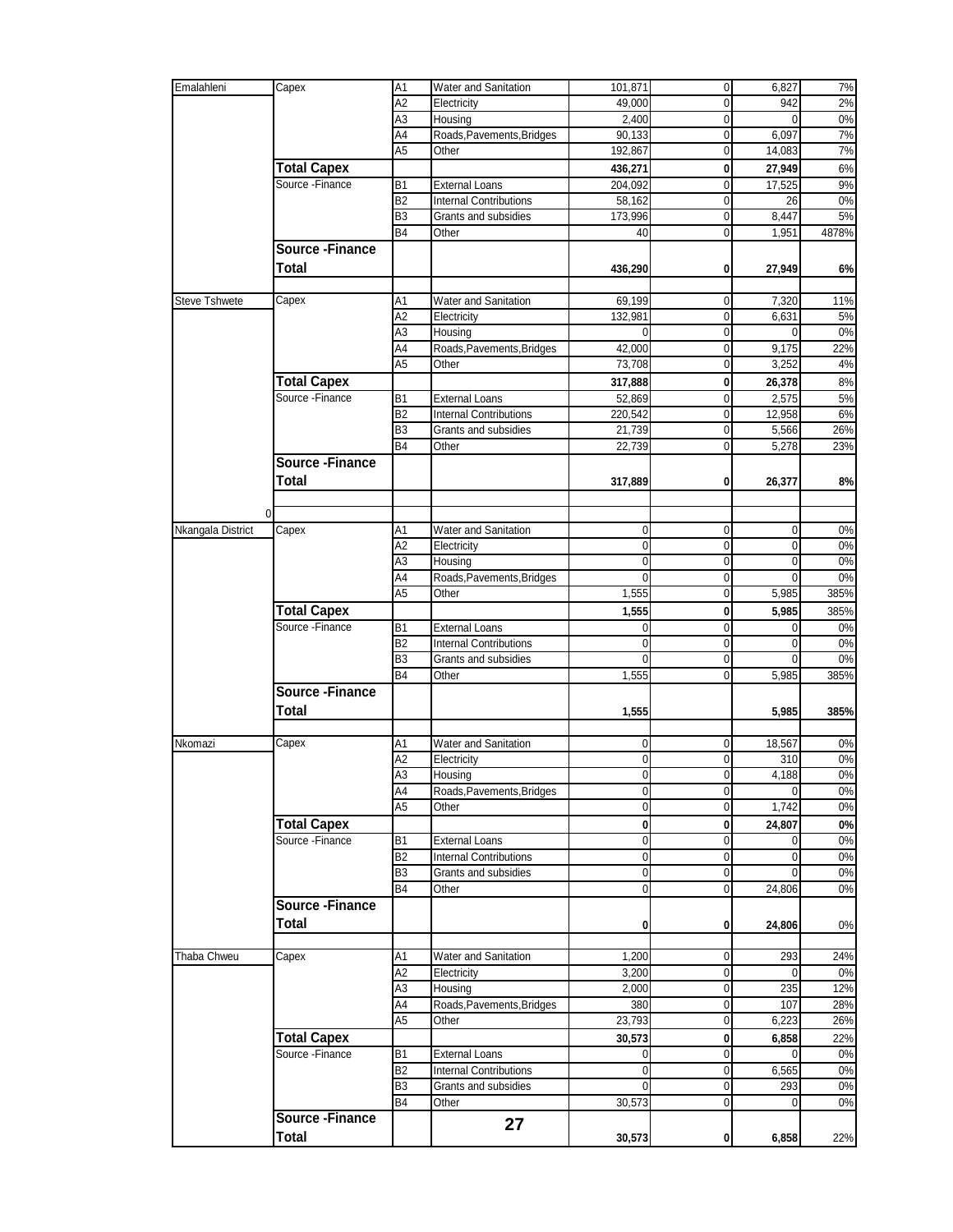| | | | | | | | |
|---|---|---|---|---|---|---|---|
| Emalahleni | Capex | A1 | Water and Sanitation | 101,871 | 0 | 6,827 | 7% |
| | | A2 | Electricity | 49,000 | 0 | 942 | 2% |
| | | A3 | Housing | 2,400 | 0 | 0 | 0% |
| | | A4 | Roads,Pavements,Bridges | 90,133 | 0 | 6,097 | 7% |
| | | A5 | Other | 192,867 | 0 | 14,083 | 7% |
| | **Total Capex** | | | **436,271** | **0** | **27,949** | 6% |
| | Source -Finance | B1 | External Loans | 204,092 | 0 | 17,525 | 9% |
| | | B2 | Internal Contributions | 58,162 | 0 | 26 | 0% |
| | | B3 | Grants and subsidies | 173,996 | 0 | 8,447 | 5% |
| | | B4 | Other | 40 | 0 | 1,951 | 4878% |
| | **Source -Finance Total** | | | **436,290** | **0** | **27,949** | **6%** |
| | | | | | | | |
| Steve Tshwete | Capex | A1 | Water and Sanitation | 69,199 | 0 | 7,320 | 11% |
| | | A2 | Electricity | 132,981 | 0 | 6,631 | 5% |
| | | A3 | Housing | 0 | 0 | 0 | 0% |
| | | A4 | Roads,Pavements,Bridges | 42,000 | 0 | 9,175 | 22% |
| | | A5 | Other | 73,708 | 0 | 3,252 | 4% |
| | **Total Capex** | | | **317,888** | **0** | **26,378** | 8% |
| | Source -Finance | B1 | External Loans | 52,869 | 0 | 2,575 | 5% |
| | | B2 | Internal Contributions | 220,542 | 0 | 12,958 | 6% |
| | | B3 | Grants and subsidies | 21,739 | 0 | 5,566 | 26% |
| | | B4 | Other | 22,739 | 0 | 5,278 | 23% |
| | **Source -Finance Total** | | | **317,889** | **0** | **26,377** | **8%** |
| | | | | | | | |
| 0 | | | | | | | |
| Nkangala District | Capex | A1 | Water and Sanitation | 0 | 0 | 0 | 0% |
| | | A2 | Electricity | 0 | 0 | 0 | 0% |
| | | A3 | Housing | 0 | 0 | 0 | 0% |
| | | A4 | Roads,Pavements,Bridges | 0 | 0 | 0 | 0% |
| | | A5 | Other | 1,555 | 0 | 5,985 | 385% |
| | **Total Capex** | | | **1,555** | **0** | **5,985** | 385% |
| | Source -Finance | B1 | External Loans | 0 | 0 | 0 | 0% |
| | | B2 | Internal Contributions | 0 | 0 | 0 | 0% |
| | | B3 | Grants and subsidies | 0 | 0 | 0 | 0% |
| | | B4 | Other | 1,555 | 0 | 5,985 | 385% |
| | **Source -Finance Total** | | | **1,555** | | **5,985** | **385%** |
| | | | | | | | |
| Nkomazi | Capex | A1 | Water and Sanitation | 0 | 0 | 18,567 | 0% |
| | | A2 | Electricity | 0 | 0 | 310 | 0% |
| | | A3 | Housing | 0 | 0 | 4,188 | 0% |
| | | A4 | Roads,Pavements,Bridges | 0 | 0 | 0 | 0% |
| | | A5 | Other | 0 | 0 | 1,742 | 0% |
| | **Total Capex** | | | **0** | **0** | **24,807** | **0%** |
| | Source -Finance | B1 | External Loans | 0 | 0 | 0 | 0% |
| | | B2 | Internal Contributions | 0 | 0 | 0 | 0% |
| | | B3 | Grants and subsidies | 0 | 0 | 0 | 0% |
| | | B4 | Other | 0 | 0 | 24,806 | 0% |
| | **Source -Finance Total** | | | **0** | **0** | **24,806** | 0% |
| | | | | | | | |
| Thaba Chweu | Capex | A1 | Water and Sanitation | 1,200 | 0 | 293 | 24% |
| | | A2 | Electricity | 3,200 | 0 | 0 | 0% |
| | | A3 | Housing | 2,000 | 0 | 235 | 12% |
| | | A4 | Roads,Pavements,Bridges | 380 | 0 | 107 | 28% |
| | | A5 | Other | 23,793 | 0 | 6,223 | 26% |
| | **Total Capex** | | | **30,573** | **0** | **6,858** | 22% |
| | Source -Finance | B1 | External Loans | 0 | 0 | 0 | 0% |
| | | B2 | Internal Contributions | 0 | 0 | 6,565 | 0% |
| | | B3 | Grants and subsidies | 0 | 0 | 293 | 0% |
| | | B4 | Other | 30,573 | 0 | 0 | 0% |
| | **Source -Finance Total** | | | **30,573** | **0** | **6,858** | 22% |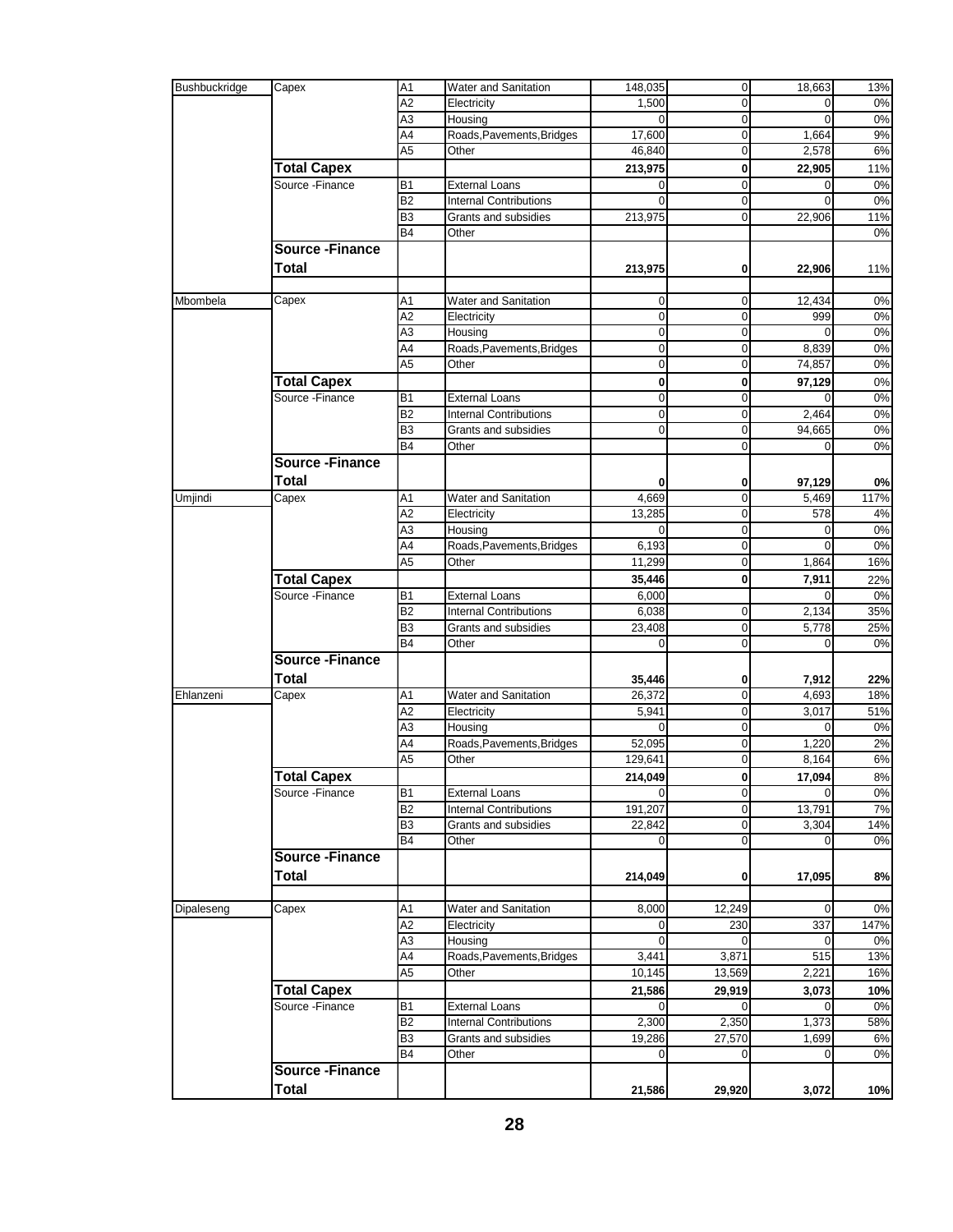| | | | | | | | |
|---|---|---|---|---|---|---|---|
| Bushbuckridge | Capex | A1 | Water and Sanitation | 148,035 | 0 | 18,663 | 13% |
| | | A2 | Electricity | 1,500 | 0 | 0 | 0% |
| | | A3 | Housing | 0 | 0 | 0 | 0% |
| | | A4 | Roads,Pavements,Bridges | 17,600 | 0 | 1,664 | 9% |
| | | A5 | Other | 46,840 | 0 | 2,578 | 6% |
| | **Total Capex** | | | **213,975** | **0** | **22,905** | 11% |
| | Source -Finance | B1 | External Loans | 0 | 0 | 0 | 0% |
| | | B2 | Internal Contributions | 0 | 0 | 0 | 0% |
| | | B3 | Grants and subsidies | 213,975 | 0 | 22,906 | 11% |
| | | B4 | Other | | | | 0% |
| | **Source -Finance Total** | | | **213,975** | **0** | **22,906** | 11% |
| Mbombela | Capex | A1 | Water and Sanitation | 0 | 0 | 12,434 | 0% |
| | | A2 | Electricity | 0 | 0 | 999 | 0% |
| | | A3 | Housing | 0 | 0 | 0 | 0% |
| | | A4 | Roads,Pavements,Bridges | 0 | 0 | 8,839 | 0% |
| | | A5 | Other | 0 | 0 | 74,857 | 0% |
| | **Total Capex** | | | **0** | **0** | **97,129** | 0% |
| | Source -Finance | B1 | External Loans | 0 | 0 | 0 | 0% |
| | | B2 | Internal Contributions | 0 | 0 | 2,464 | 0% |
| | | B3 | Grants and subsidies | 0 | 0 | 94,665 | 0% |
| | | B4 | Other | | 0 | 0 | 0% |
| | **Source -Finance Total** | | | **0** | **0** | **97,129** | **0%** |
| Umjindi | Capex | A1 | Water and Sanitation | 4,669 | 0 | 5,469 | 117% |
| | | A2 | Electricity | 13,285 | 0 | 578 | 4% |
| | | A3 | Housing | 0 | 0 | 0 | 0% |
| | | A4 | Roads,Pavements,Bridges | 6,193 | 0 | 0 | 0% |
| | | A5 | Other | 11,299 | 0 | 1,864 | 16% |
| | **Total Capex** | | | **35,446** | **0** | **7,911** | 22% |
| | Source -Finance | B1 | External Loans | 6,000 | | 0 | 0% |
| | | B2 | Internal Contributions | 6,038 | 0 | 2,134 | 35% |
| | | B3 | Grants and subsidies | 23,408 | 0 | 5,778 | 25% |
| | | B4 | Other | 0 | 0 | 0 | 0% |
| | **Source -Finance Total** | | | **35,446** | **0** | **7,912** | **22%** |
| Ehlanzeni | Capex | A1 | Water and Sanitation | 26,372 | 0 | 4,693 | 18% |
| | | A2 | Electricity | 5,941 | 0 | 3,017 | 51% |
| | | A3 | Housing | 0 | 0 | 0 | 0% |
| | | A4 | Roads,Pavements,Bridges | 52,095 | 0 | 1,220 | 2% |
| | | A5 | Other | 129,641 | 0 | 8,164 | 6% |
| | **Total Capex** | | | **214,049** | **0** | **17,094** | 8% |
| | Source -Finance | B1 | External Loans | 0 | 0 | 0 | 0% |
| | | B2 | Internal Contributions | 191,207 | 0 | 13,791 | 7% |
| | | B3 | Grants and subsidies | 22,842 | 0 | 3,304 | 14% |
| | | B4 | Other | 0 | 0 | 0 | 0% |
| | **Source -Finance Total** | | | **214,049** | **0** | **17,095** | **8%** |
| Dipaleseng | Capex | A1 | Water and Sanitation | 8,000 | 12,249 | 0 | 0% |
| | | A2 | Electricity | 0 | 230 | 337 | 147% |
| | | A3 | Housing | 0 | 0 | 0 | 0% |
| | | A4 | Roads,Pavements,Bridges | 3,441 | 3,871 | 515 | 13% |
| | | A5 | Other | 10,145 | 13,569 | 2,221 | 16% |
| | **Total Capex** | | | **21,586** | **29,919** | **3,073** | **10%** |
| | Source -Finance | B1 | External Loans | 0 | 0 | 0 | 0% |
| | | B2 | Internal Contributions | 2,300 | 2,350 | 1,373 | 58% |
| | | B3 | Grants and subsidies | 19,286 | 27,570 | 1,699 | 6% |
| | | B4 | Other | 0 | 0 | 0 | 0% |
| | **Source -Finance Total** | | | **21,586** | **29,920** | **3,072** | **10%** |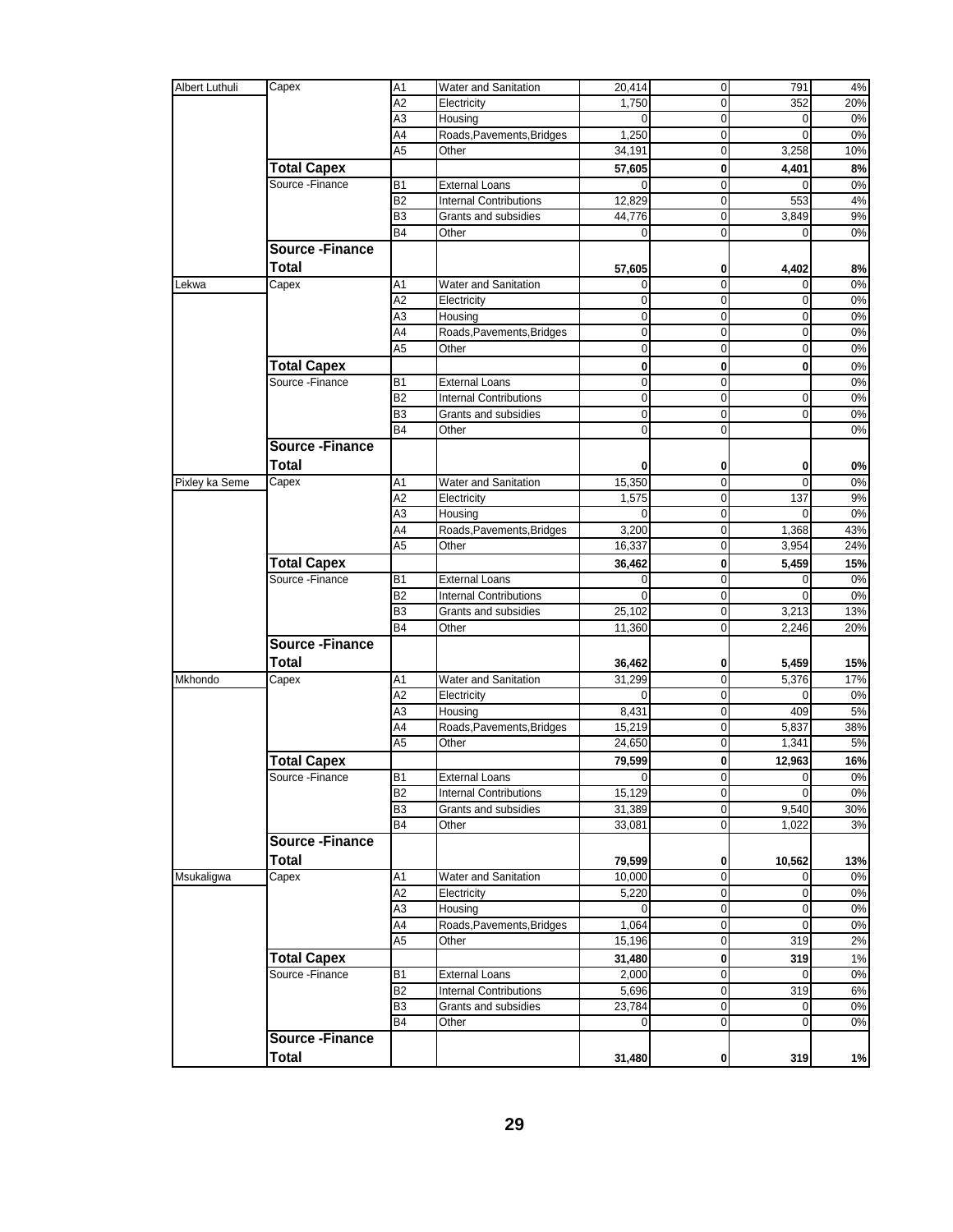| | | | | | | | |
|---|---|---|---|---|---|---|---|
| Albert Luthuli | Capex | A1 | Water and Sanitation | 20,414 | 0 | 791 | 4% |
| | | A2 | Electricity | 1,750 | 0 | 352 | 20% |
| | | A3 | Housing | 0 | 0 | 0 | 0% |
| | | A4 | Roads,Pavements,Bridges | 1,250 | 0 | 0 | 0% |
| | | A5 | Other | 34,191 | 0 | 3,258 | 10% |
| | **Total Capex** | | | **57,605** | **0** | **4,401** | **8%** |
| | Source -Finance | B1 | External Loans | 0 | 0 | 0 | 0% |
| | | B2 | Internal Contributions | 12,829 | 0 | 553 | 4% |
| | | B3 | Grants and subsidies | 44,776 | 0 | 3,849 | 9% |
| | | B4 | Other | 0 | 0 | 0 | 0% |
| | **Source -Finance Total** | | | **57,605** | **0** | **4,402** | **8%** |
| Lekwa | Capex | A1 | Water and Sanitation | 0 | 0 | 0 | 0% |
| | | A2 | Electricity | 0 | 0 | 0 | 0% |
| | | A3 | Housing | 0 | 0 | 0 | 0% |
| | | A4 | Roads,Pavements,Bridges | 0 | 0 | 0 | 0% |
| | | A5 | Other | 0 | 0 | 0 | 0% |
| | **Total Capex** | | | **0** | **0** | **0** | 0% |
| | Source -Finance | B1 | External Loans | 0 | 0 | | 0% |
| | | B2 | Internal Contributions | 0 | 0 | 0 | 0% |
| | | B3 | Grants and subsidies | 0 | 0 | 0 | 0% |
| | | B4 | Other | 0 | 0 | | 0% |
| | **Source -Finance Total** | | | **0** | **0** | **0** | **0%** |
| Pixley ka Seme | Capex | A1 | Water and Sanitation | 15,350 | 0 | 0 | 0% |
| | | A2 | Electricity | 1,575 | 0 | 137 | 9% |
| | | A3 | Housing | 0 | 0 | 0 | 0% |
| | | A4 | Roads,Pavements,Bridges | 3,200 | 0 | 1,368 | 43% |
| | | A5 | Other | 16,337 | 0 | 3,954 | 24% |
| | **Total Capex** | | | **36,462** | **0** | **5,459** | **15%** |
| | Source -Finance | B1 | External Loans | 0 | 0 | 0 | 0% |
| | | B2 | Internal Contributions | 0 | 0 | 0 | 0% |
| | | B3 | Grants and subsidies | 25,102 | 0 | 3,213 | 13% |
| | | B4 | Other | 11,360 | 0 | 2,246 | 20% |
| | **Source -Finance Total** | | | **36,462** | **0** | **5,459** | **15%** |
| Mkhondo | Capex | A1 | Water and Sanitation | 31,299 | 0 | 5,376 | 17% |
| | | A2 | Electricity | 0 | 0 | 0 | 0% |
| | | A3 | Housing | 8,431 | 0 | 409 | 5% |
| | | A4 | Roads,Pavements,Bridges | 15,219 | 0 | 5,837 | 38% |
| | | A5 | Other | 24,650 | 0 | 1,341 | 5% |
| | **Total Capex** | | | **79,599** | **0** | **12,963** | **16%** |
| | Source -Finance | B1 | External Loans | 0 | 0 | 0 | 0% |
| | | B2 | Internal Contributions | 15,129 | 0 | 0 | 0% |
| | | B3 | Grants and subsidies | 31,389 | 0 | 9,540 | 30% |
| | | B4 | Other | 33,081 | 0 | 1,022 | 3% |
| | **Source -Finance Total** | | | **79,599** | **0** | **10,562** | **13%** |
| Msukaligwa | Capex | A1 | Water and Sanitation | 10,000 | 0 | 0 | 0% |
| | | A2 | Electricity | 5,220 | 0 | 0 | 0% |
| | | A3 | Housing | 0 | 0 | 0 | 0% |
| | | A4 | Roads,Pavements,Bridges | 1,064 | 0 | 0 | 0% |
| | | A5 | Other | 15,196 | 0 | 319 | 2% |
| | **Total Capex** | | | **31,480** | **0** | **319** | **1%** |
| | Source -Finance | B1 | External Loans | 2,000 | 0 | 0 | 0% |
| | | B2 | Internal Contributions | 5,696 | 0 | 319 | 6% |
| | | B3 | Grants and subsidies | 23,784 | 0 | 0 | 0% |
| | | B4 | Other | 0 | 0 | 0 | 0% |
| | **Source -Finance Total** | | | **31,480** | **0** | **319** | **1%** |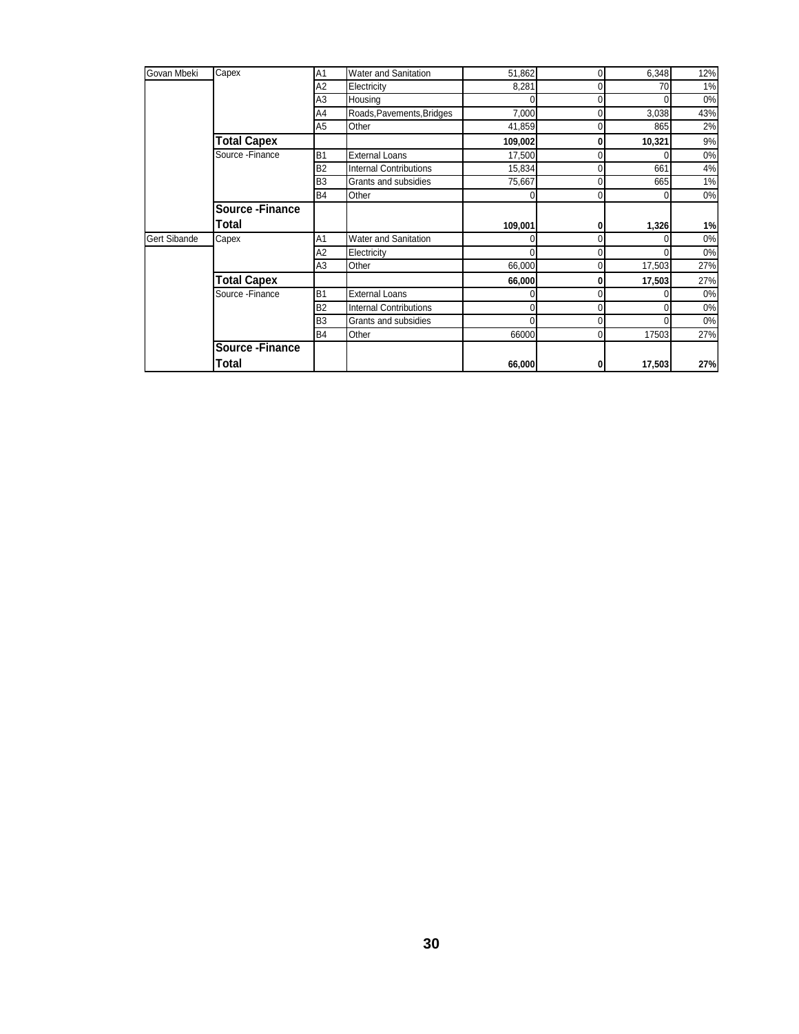| | | | | | | | |
|---|---|---|---|---|---|---|---|
| Govan Mbeki | Capex | A1 | Water and Sanitation | 51,862 | 0 | 6,348 | 12% |
| | | A2 | Electricity | 8,281 | 0 | 70 | 1% |
| | | A3 | Housing | 0 | 0 | 0 | 0% |
| | | A4 | Roads,Pavements,Bridges | 7,000 | 0 | 3,038 | 43% |
| | | A5 | Other | 41,859 | 0 | 865 | 2% |
| | **Total Capex** | | | **109,002** | **0** | **10,321** | 9% |
| | Source -Finance | B1 | External Loans | 17,500 | 0 | 0 | 0% |
| | | B2 | Internal Contributions | 15,834 | 0 | 661 | 4% |
| | | B3 | Grants and subsidies | 75,667 | 0 | 665 | 1% |
| | | B4 | Other | 0 | 0 | 0 | 0% |
| | **Source -Finance Total** | | | **109,001** | **0** | **1,326** | **1%** |
| Gert Sibande | Capex | A1 | Water and Sanitation | 0 | 0 | 0 | 0% |
| | | A2 | Electricity | 0 | 0 | 0 | 0% |
| | | A3 | Other | 66,000 | 0 | 17,503 | 27% |
| | **Total Capex** | | | **66,000** | **0** | **17,503** | 27% |
| | Source -Finance | B1 | External Loans | 0 | 0 | 0 | 0% |
| | | B2 | Internal Contributions | 0 | 0 | 0 | 0% |
| | | B3 | Grants and subsidies | 0 | 0 | 0 | 0% |
| | | B4 | Other | 66000 | 0 | 17503 | 27% |
| | **Source -Finance Total** | | | **66,000** | **0** | **17,503** | **27%** |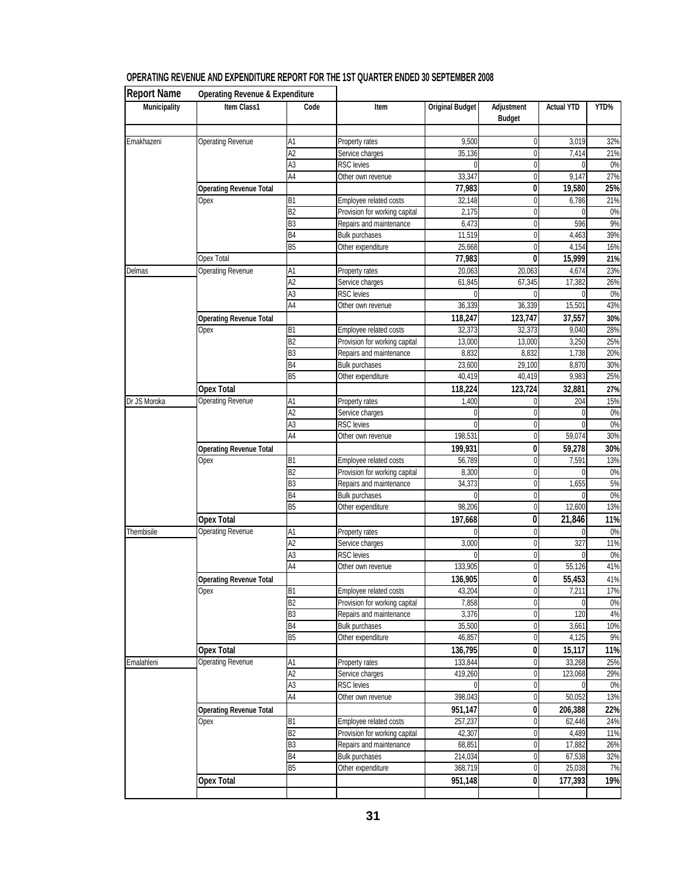## OPERATING REVENUE AND EXPENDITURE REPORT FOR THE 1ST QUARTER ENDED 30 SEPTEMBER 2008

| **Report Name** | **Operating Revenue & Expenditure** | | | | | | |
|---|---|---|---|---|---|---|---|
| **Municipality** | **Item Class1** | **Code** | **Item** | **Original Budget** | **Adjustment Budget** | **Actual YTD** | **YTD%** |
| Emakhazeni | Operating Revenue | A1 | Property rates | 9,500 | 0 | 3,019 | 32% |
| | | A2 | Service charges | 35,136 | 0 | 7,414 | 21% |
| | | A3 | RSC levies | 0 | 0 | 0 | 0% |
| | | A4 | Other own revenue | 33,347 | 0 | 9,147 | 27% |
| | **Operating Revenue Total** | | | **77,983** | **0** | **19,580** | **25%** |
| | Opex | B1 | Employee related costs | 32,148 | 0 | 6,786 | 21% |
| | | B2 | Provision for working capital | 2,175 | 0 | 0 | 0% |
| | | B3 | Repairs and maintenance | 6,473 | 0 | 596 | 9% |
| | | B4 | Bulk purchases | 11,519 | 0 | 4,463 | 39% |
| | | B5 | Other expenditure | 25,668 | 0 | 4,154 | 16% |
| | Opex Total | | | **77,983** | **0** | **15,999** | **21%** |
| Delmas | Operating Revenue | A1 | Property rates | 20,063 | 20,063 | 4,674 | 23% |
| | | A2 | Service charges | 61,845 | 67,345 | 17,382 | 26% |
| | | A3 | RSC levies | 0 | 0 | 0 | 0% |
| | | A4 | Other own revenue | 36,339 | 36,339 | 15,501 | 43% |
| | **Operating Revenue Total** | | | **118,247** | **123,747** | **37,557** | **30%** |
| | Opex | B1 | Employee related costs | 32,373 | 32,373 | 9,040 | 28% |
| | | B2 | Provision for working capital | 13,000 | 13,000 | 3,250 | 25% |
| | | B3 | Repairs and maintenance | 8,832 | 8,832 | 1,738 | 20% |
| | | B4 | Bulk purchases | 23,600 | 29,100 | 8,870 | 30% |
| | | B5 | Other expenditure | 40,419 | 40,419 | 9,983 | 25% |
| | **Opex Total** | | | **118,224** | **123,724** | **32,881** | **27%** |
| Dr JS Moroka | Operating Revenue | A1 | Property rates | 1,400 | 0 | 204 | 15% |
| | | A2 | Service charges | 0 | 0 | 0 | 0% |
| | | A3 | RSC levies | 0 | 0 | 0 | 0% |
| | | A4 | Other own revenue | 198,531 | 0 | 59,074 | 30% |
| | **Operating Revenue Total** | | | **199,931** | **0** | **59,278** | **30%** |
| | Opex | B1 | Employee related costs | 56,789 | 0 | 7,591 | 13% |
| | | B2 | Provision for working capital | 8,300 | 0 | 0 | 0% |
| | | B3 | Repairs and maintenance | 34,373 | 0 | 1,655 | 5% |
| | | B4 | Bulk purchases | 0 | 0 | 0 | 0% |
| | | B5 | Other expenditure | 98,206 | 0 | 12,600 | 13% |
| | **Opex Total** | | | **197,668** | **0** | **21,846** | **11%** |
| Thembisile | Operating Revenue | A1 | Property rates | 0 | 0 | 0 | 0% |
| | | A2 | Service charges | 3,000 | 0 | 327 | 11% |
| | | A3 | RSC levies | 0 | 0 | 0 | 0% |
| | | A4 | Other own revenue | 133,905 | 0 | 55,126 | 41% |
| | **Operating Revenue Total** | | | **136,905** | **0** | **55,453** | 41% |
| | Opex | B1 | Employee related costs | 43,204 | 0 | 7,211 | 17% |
| | | B2 | Provision for working capital | 7,858 | 0 | 0 | 0% |
| | | B3 | Repairs and maintenance | 3,376 | 0 | 120 | 4% |
| | | B4 | Bulk purchases | 35,500 | 0 | 3,661 | 10% |
| | | B5 | Other expenditure | 46,857 | 0 | 4,125 | 9% |
| | **Opex Total** | | | **136,795** | **0** | **15,117** | **11%** |
| Emalahleni | Operating Revenue | A1 | Property rates | 133,844 | 0 | 33,268 | 25% |
| | | A2 | Service charges | 419,260 | 0 | 123,068 | 29% |
| | | A3 | RSC levies | 0 | 0 | 0 | 0% |
| | | A4 | Other own revenue | 398,043 | 0 | 50,052 | 13% |
| | **Operating Revenue Total** | | | **951,147** | **0** | **206,388** | **22%** |
| | Opex | B1 | Employee related costs | 257,237 | 0 | 62,446 | 24% |
| | | B2 | Provision for working capital | 42,307 | 0 | 4,489 | 11% |
| | | B3 | Repairs and maintenance | 68,851 | 0 | 17,882 | 26% |
| | | B4 | Bulk purchases | 214,034 | 0 | 67,538 | 32% |
| | | B5 | Other expenditure | 368,719 | 0 | 25,038 | 7% |
| | **Opex Total** | | | **951,148** | **0** | **177,393** | **19%** |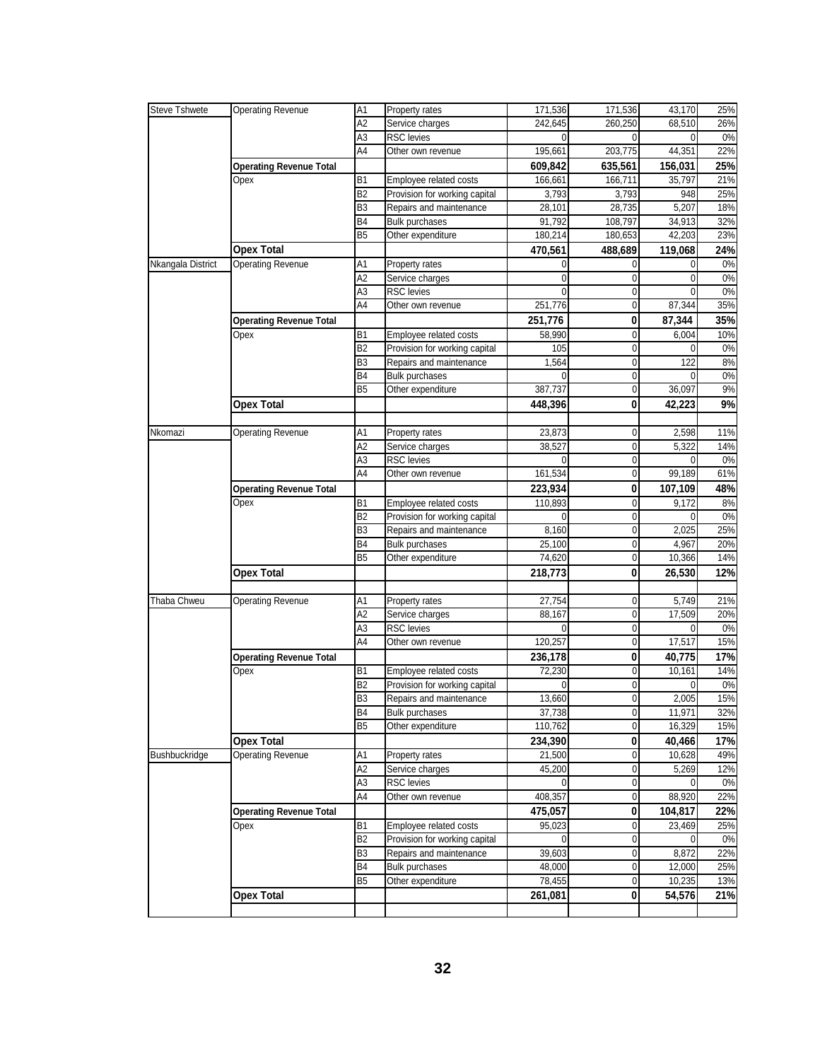| | | | | | | | |
|---|---|---|---|---|---|---|---|
| Steve Tshwete | Operating Revenue | A1 | Property rates | 171,536 | 171,536 | 43,170 | 25% |
| | | A2 | Service charges | 242,645 | 260,250 | 68,510 | 26% |
| | | A3 | RSC levies | 0 | 0 | 0 | 0% |
| | | A4 | Other own revenue | 195,661 | 203,775 | 44,351 | 22% |
| | **Operating Revenue Total** | | | **609,842** | **635,561** | **156,031** | **25%** |
| | Opex | B1 | Employee related costs | 166,661 | 166,711 | 35,797 | 21% |
| | | B2 | Provision for working capital | 3,793 | 3,793 | 948 | 25% |
| | | B3 | Repairs and maintenance | 28,101 | 28,735 | 5,207 | 18% |
| | | B4 | Bulk purchases | 91,792 | 108,797 | 34,913 | 32% |
| | | B5 | Other expenditure | 180,214 | 180,653 | 42,203 | 23% |
| | **Opex Total** | | | **470,561** | **488,689** | **119,068** | **24%** |
| Nkangala District | Operating Revenue | A1 | Property rates | 0 | 0 | 0 | 0% |
| | | A2 | Service charges | 0 | 0 | 0 | 0% |
| | | A3 | RSC levies | 0 | 0 | 0 | 0% |
| | | A4 | Other own revenue | 251,776 | 0 | 87,344 | 35% |
| | **Operating Revenue Total** | | | **251,776** | **0** | **87,344** | **35%** |
| | Opex | B1 | Employee related costs | 58,990 | 0 | 6,004 | 10% |
| | | B2 | Provision for working capital | 105 | 0 | 0 | 0% |
| | | B3 | Repairs and maintenance | 1,564 | 0 | 122 | 8% |
| | | B4 | Bulk purchases | 0 | 0 | 0 | 0% |
| | | B5 | Other expenditure | 387,737 | 0 | 36,097 | 9% |
| | **Opex Total** | | | **448,396** | **0** | **42,223** | **9%** |
| | | | | | | | |
| Nkomazi | Operating Revenue | A1 | Property rates | 23,873 | 0 | 2,598 | 11% |
| | | A2 | Service charges | 38,527 | 0 | 5,322 | 14% |
| | | A3 | RSC levies | 0 | 0 | 0 | 0% |
| | | A4 | Other own revenue | 161,534 | 0 | 99,189 | 61% |
| | **Operating Revenue Total** | | | **223,934** | **0** | **107,109** | **48%** |
| | Opex | B1 | Employee related costs | 110,893 | 0 | 9,172 | 8% |
| | | B2 | Provision for working capital | 0 | 0 | 0 | 0% |
| | | B3 | Repairs and maintenance | 8,160 | 0 | 2,025 | 25% |
| | | B4 | Bulk purchases | 25,100 | 0 | 4,967 | 20% |
| | | B5 | Other expenditure | 74,620 | 0 | 10,366 | 14% |
| | **Opex Total** | | | **218,773** | **0** | **26,530** | **12%** |
| | | | | | | | |
| Thaba Chweu | Operating Revenue | A1 | Property rates | 27,754 | 0 | 5,749 | 21% |
| | | A2 | Service charges | 88,167 | 0 | 17,509 | 20% |
| | | A3 | RSC levies | 0 | 0 | 0 | 0% |
| | | A4 | Other own revenue | 120,257 | 0 | 17,517 | 15% |
| | **Operating Revenue Total** | | | **236,178** | **0** | **40,775** | **17%** |
| | Opex | B1 | Employee related costs | 72,230 | 0 | 10,161 | 14% |
| | | B2 | Provision for working capital | 0 | 0 | 0 | 0% |
| | | B3 | Repairs and maintenance | 13,660 | 0 | 2,005 | 15% |
| | | B4 | Bulk purchases | 37,738 | 0 | 11,971 | 32% |
| | | B5 | Other expenditure | 110,762 | 0 | 16,329 | 15% |
| | **Opex Total** | | | **234,390** | **0** | **40,466** | **17%** |
| Bushbuckridge | Operating Revenue | A1 | Property rates | 21,500 | 0 | 10,628 | 49% |
| | | A2 | Service charges | 45,200 | 0 | 5,269 | 12% |
| | | A3 | RSC levies | 0 | 0 | 0 | 0% |
| | | A4 | Other own revenue | 408,357 | 0 | 88,920 | 22% |
| | **Operating Revenue Total** | | | **475,057** | **0** | **104,817** | **22%** |
| | Opex | B1 | Employee related costs | 95,023 | 0 | 23,469 | 25% |
| | | B2 | Provision for working capital | 0 | 0 | 0 | 0% |
| | | B3 | Repairs and maintenance | 39,603 | 0 | 8,872 | 22% |
| | | B4 | Bulk purchases | 48,000 | 0 | 12,000 | 25% |
| | | B5 | Other expenditure | 78,455 | 0 | 10,235 | 13% |
| | **Opex Total** | | | **261,081** | **0** | **54,576** | **21%** |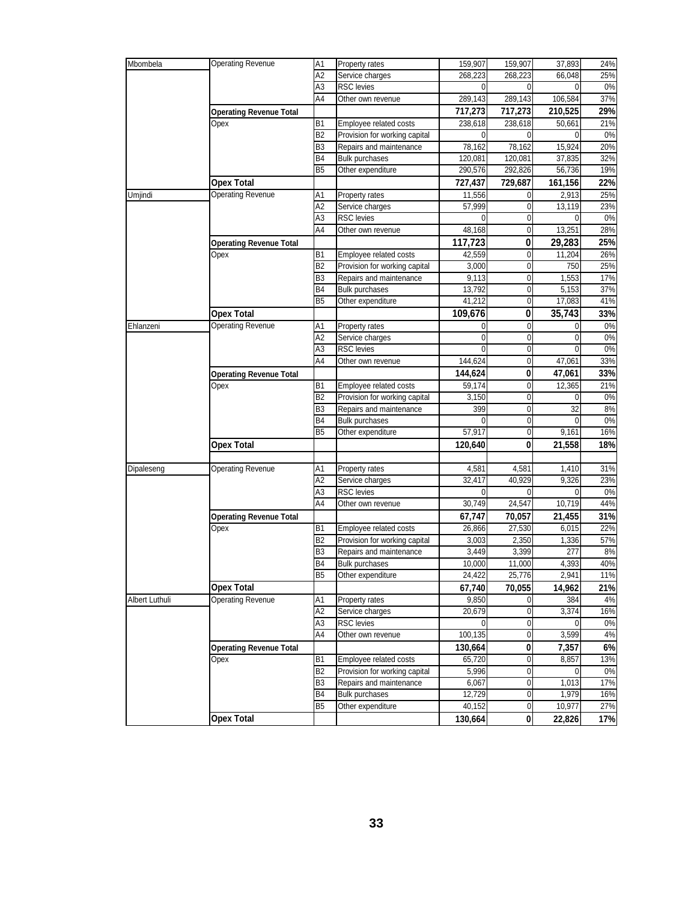| | | | | | | | |
|---|---|---|---|---|---|---|---|
| Mbombela | Operating Revenue | A1 | Property rates | 159,907 | 159,907 | 37,893 | 24% |
| | | A2 | Service charges | 268,223 | 268,223 | 66,048 | 25% |
| | | A3 | RSC levies | 0 | 0 | 0 | 0% |
| | | A4 | Other own revenue | 289,143 | 289,143 | 106,584 | 37% |
| | **Operating Revenue Total** | | | **717,273** | **717,273** | **210,525** | **29%** |
| | Opex | B1 | Employee related costs | 238,618 | 238,618 | 50,661 | 21% |
| | | B2 | Provision for working capital | 0 | 0 | 0 | 0% |
| | | B3 | Repairs and maintenance | 78,162 | 78,162 | 15,924 | 20% |
| | | B4 | Bulk purchases | 120,081 | 120,081 | 37,835 | 32% |
| | | B5 | Other expenditure | 290,576 | 292,826 | 56,736 | 19% |
| | **Opex Total** | | | **727,437** | **729,687** | **161,156** | **22%** |
| Umjindi | Operating Revenue | A1 | Property rates | 11,556 | 0 | 2,913 | 25% |
| | | A2 | Service charges | 57,999 | 0 | 13,119 | 23% |
| | | A3 | RSC levies | 0 | 0 | 0 | 0% |
| | | A4 | Other own revenue | 48,168 | 0 | 13,251 | 28% |
| | **Operating Revenue Total** | | | **117,723** | **0** | **29,283** | **25%** |
| | Opex | B1 | Employee related costs | 42,559 | 0 | 11,204 | 26% |
| | | B2 | Provision for working capital | 3,000 | 0 | 750 | 25% |
| | | B3 | Repairs and maintenance | 9,113 | 0 | 1,553 | 17% |
| | | B4 | Bulk purchases | 13,792 | 0 | 5,153 | 37% |
| | | B5 | Other expenditure | 41,212 | 0 | 17,083 | 41% |
| | **Opex Total** | | | **109,676** | **0** | **35,743** | **33%** |
| Ehlanzeni | Operating Revenue | A1 | Property rates | 0 | 0 | 0 | 0% |
| | | A2 | Service charges | 0 | 0 | 0 | 0% |
| | | A3 | RSC levies | 0 | 0 | 0 | 0% |
| | | A4 | Other own revenue | 144,624 | 0 | 47,061 | 33% |
| | **Operating Revenue Total** | | | **144,624** | **0** | **47,061** | **33%** |
| | Opex | B1 | Employee related costs | 59,174 | 0 | 12,365 | 21% |
| | | B2 | Provision for working capital | 3,150 | 0 | 0 | 0% |
| | | B3 | Repairs and maintenance | 399 | 0 | 32 | 8% |
| | | B4 | Bulk purchases | 0 | 0 | 0 | 0% |
| | | B5 | Other expenditure | 57,917 | 0 | 9,161 | 16% |
| | **Opex Total** | | | **120,640** | **0** | **21,558** | **18%** |
| | | | | | | | |
| Dipaleseng | Operating Revenue | A1 | Property rates | 4,581 | 4,581 | 1,410 | 31% |
| | | A2 | Service charges | 32,417 | 40,929 | 9,326 | 23% |
| | | A3 | RSC levies | 0 | 0 | 0 | 0% |
| | | A4 | Other own revenue | 30,749 | 24,547 | 10,719 | 44% |
| | **Operating Revenue Total** | | | **67,747** | **70,057** | **21,455** | **31%** |
| | Opex | B1 | Employee related costs | 26,866 | 27,530 | 6,015 | 22% |
| | | B2 | Provision for working capital | 3,003 | 2,350 | 1,336 | 57% |
| | | B3 | Repairs and maintenance | 3,449 | 3,399 | 277 | 8% |
| | | B4 | Bulk purchases | 10,000 | 11,000 | 4,393 | 40% |
| | | B5 | Other expenditure | 24,422 | 25,776 | 2,941 | 11% |
| | **Opex Total** | | | **67,740** | **70,055** | **14,962** | **21%** |
| Albert Luthuli | Operating Revenue | A1 | Property rates | 9,850 | 0 | 384 | 4% |
| | | A2 | Service charges | 20,679 | 0 | 3,374 | 16% |
| | | A3 | RSC levies | 0 | 0 | 0 | 0% |
| | | A4 | Other own revenue | 100,135 | 0 | 3,599 | 4% |
| | **Operating Revenue Total** | | | **130,664** | **0** | **7,357** | **6%** |
| | Opex | B1 | Employee related costs | 65,720 | 0 | 8,857 | 13% |
| | | B2 | Provision for working capital | 5,996 | 0 | 0 | 0% |
| | | B3 | Repairs and maintenance | 6,067 | 0 | 1,013 | 17% |
| | | B4 | Bulk purchases | 12,729 | 0 | 1,979 | 16% |
| | | B5 | Other expenditure | 40,152 | 0 | 10,977 | 27% |
| | **Opex Total** | | | **130,664** | **0** | **22,826** | **17%** |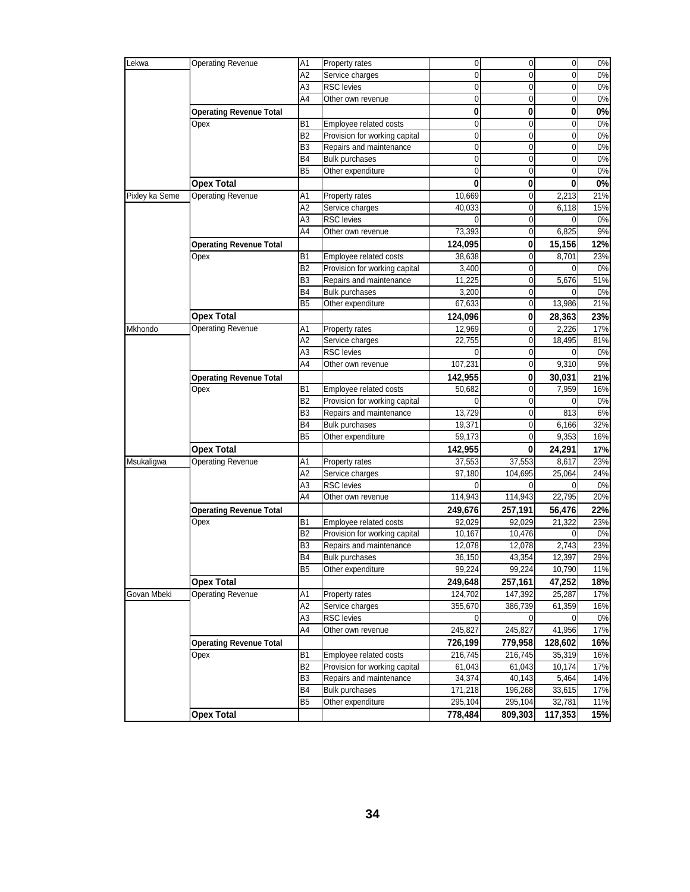| | | | | | | | |
|---|---|---|---|---|---|---|---|
| Lekwa | Operating Revenue | A1 | Property rates | 0 | 0 | 0 | 0% |
| | | A2 | Service charges | 0 | 0 | 0 | 0% |
| | | A3 | RSC levies | 0 | 0 | 0 | 0% |
| | | A4 | Other own revenue | 0 | 0 | 0 | 0% |
| | **Operating Revenue Total** | | | **0** | **0** | **0** | **0%** |
| | Opex | B1 | Employee related costs | 0 | 0 | 0 | 0% |
| | | B2 | Provision for working capital | 0 | 0 | 0 | 0% |
| | | B3 | Repairs and maintenance | 0 | 0 | 0 | 0% |
| | | B4 | Bulk purchases | 0 | 0 | 0 | 0% |
| | | B5 | Other expenditure | 0 | 0 | 0 | 0% |
| | **Opex Total** | | | **0** | **0** | **0** | **0%** |
| Pixley ka Seme | Operating Revenue | A1 | Property rates | 10,669 | 0 | 2,213 | 21% |
| | | A2 | Service charges | 40,033 | 0 | 6,118 | 15% |
| | | A3 | RSC levies | 0 | 0 | 0 | 0% |
| | | A4 | Other own revenue | 73,393 | 0 | 6,825 | 9% |
| | **Operating Revenue Total** | | | **124,095** | **0** | **15,156** | **12%** |
| | Opex | B1 | Employee related costs | 38,638 | 0 | 8,701 | 23% |
| | | B2 | Provision for working capital | 3,400 | 0 | 0 | 0% |
| | | B3 | Repairs and maintenance | 11,225 | 0 | 5,676 | 51% |
| | | B4 | Bulk purchases | 3,200 | 0 | 0 | 0% |
| | | B5 | Other expenditure | 67,633 | 0 | 13,986 | 21% |
| | **Opex Total** | | | **124,096** | **0** | **28,363** | **23%** |
| Mkhondo | Operating Revenue | A1 | Property rates | 12,969 | 0 | 2,226 | 17% |
| | | A2 | Service charges | 22,755 | 0 | 18,495 | 81% |
| | | A3 | RSC levies | 0 | 0 | 0 | 0% |
| | | A4 | Other own revenue | 107,231 | 0 | 9,310 | 9% |
| | **Operating Revenue Total** | | | **142,955** | **0** | **30,031** | **21%** |
| | Opex | B1 | Employee related costs | 50,682 | 0 | 7,959 | 16% |
| | | B2 | Provision for working capital | 0 | 0 | 0 | 0% |
| | | B3 | Repairs and maintenance | 13,729 | 0 | 813 | 6% |
| | | B4 | Bulk purchases | 19,371 | 0 | 6,166 | 32% |
| | | B5 | Other expenditure | 59,173 | 0 | 9,353 | 16% |
| | **Opex Total** | | | **142,955** | **0** | **24,291** | **17%** |
| Msukaligwa | Operating Revenue | A1 | Property rates | 37,553 | 37,553 | 8,617 | 23% |
| | | A2 | Service charges | 97,180 | 104,695 | 25,064 | 24% |
| | | A3 | RSC levies | 0 | 0 | 0 | 0% |
| | | A4 | Other own revenue | 114,943 | 114,943 | 22,795 | 20% |
| | **Operating Revenue Total** | | | **249,676** | **257,191** | **56,476** | **22%** |
| | Opex | B1 | Employee related costs | 92,029 | 92,029 | 21,322 | 23% |
| | | B2 | Provision for working capital | 10,167 | 10,476 | 0 | 0% |
| | | B3 | Repairs and maintenance | 12,078 | 12,078 | 2,743 | 23% |
| | | B4 | Bulk purchases | 36,150 | 43,354 | 12,397 | 29% |
| | | B5 | Other expenditure | 99,224 | 99,224 | 10,790 | 11% |
| | **Opex Total** | | | **249,648** | **257,161** | **47,252** | **18%** |
| Govan Mbeki | Operating Revenue | A1 | Property rates | 124,702 | 147,392 | 25,287 | 17% |
| | | A2 | Service charges | 355,670 | 386,739 | 61,359 | 16% |
| | | A3 | RSC levies | 0 | 0 | 0 | 0% |
| | | A4 | Other own revenue | 245,827 | 245,827 | 41,956 | 17% |
| | **Operating Revenue Total** | | | **726,199** | **779,958** | **128,602** | **16%** |
| | Opex | B1 | Employee related costs | 216,745 | 216,745 | 35,319 | 16% |
| | | B2 | Provision for working capital | 61,043 | 61,043 | 10,174 | 17% |
| | | B3 | Repairs and maintenance | 34,374 | 40,143 | 5,464 | 14% |
| | | B4 | Bulk purchases | 171,218 | 196,268 | 33,615 | 17% |
| | | B5 | Other expenditure | 295,104 | 295,104 | 32,781 | 11% |
| | **Opex Total** | | | **778,484** | **809,303** | **117,353** | **15%** |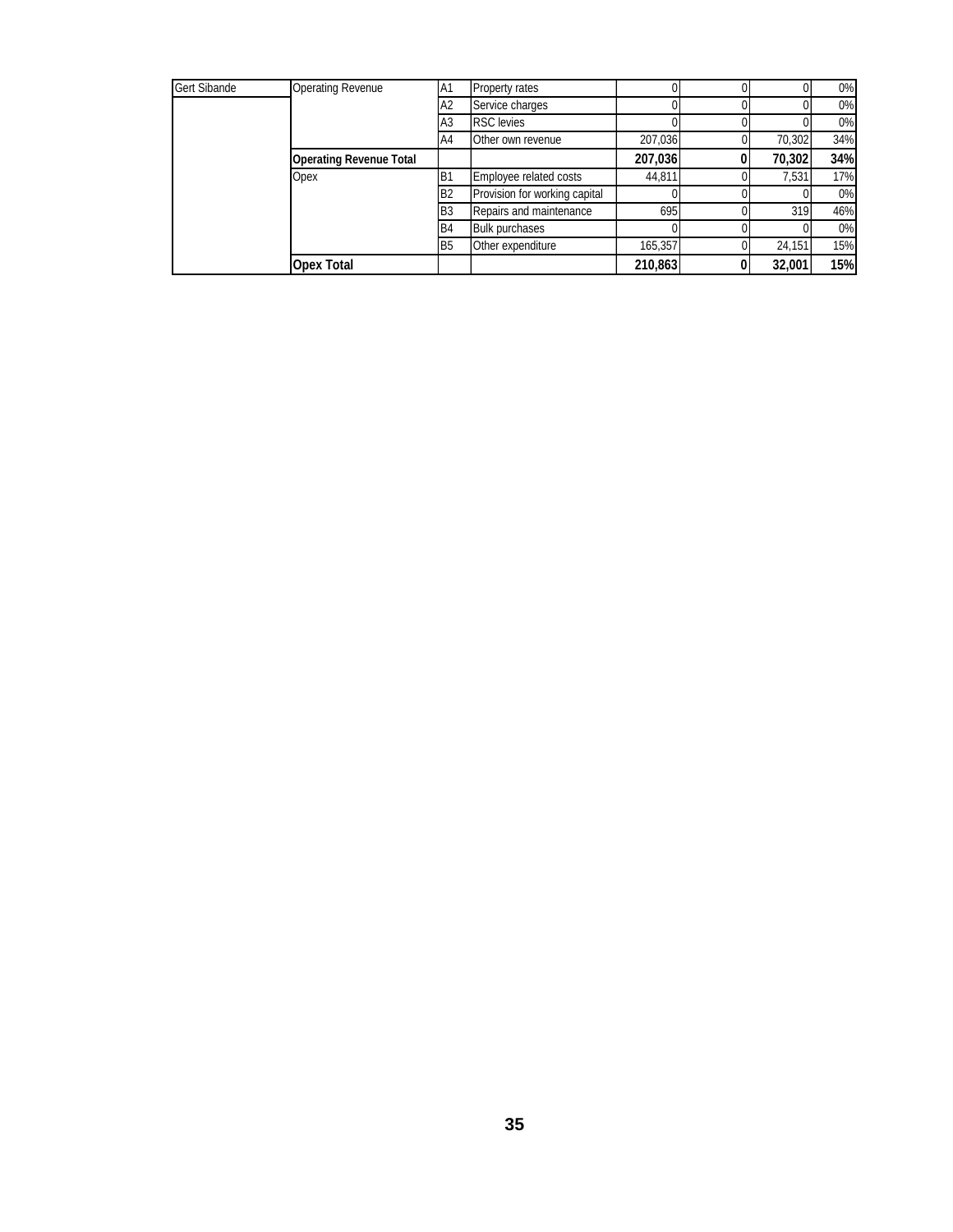| | | | | | | | |
|---|---|---|---|---|---|---|---|
| Gert Sibande | Operating Revenue | A1 | Property rates | 0 | 0 | 0 | 0% |
| | | A2 | Service charges | 0 | 0 | 0 | 0% |
| | | A3 | RSC levies | 0 | 0 | 0 | 0% |
| | | A4 | Other own revenue | 207,036 | 0 | 70,302 | 34% |
| | **Operating Revenue Total** | | | **207,036** | **0** | **70,302** | **34%** |
| | Opex | B1 | Employee related costs | 44,811 | 0 | 7,531 | 17% |
| | | B2 | Provision for working capital | 0 | 0 | 0 | 0% |
| | | B3 | Repairs and maintenance | 695 | 0 | 319 | 46% |
| | | B4 | Bulk purchases | 0 | 0 | 0 | 0% |
| | | B5 | Other expenditure | 165,357 | 0 | 24,151 | 15% |
| | **Opex Total** | | | **210,863** | **0** | **32,001** | **15%** |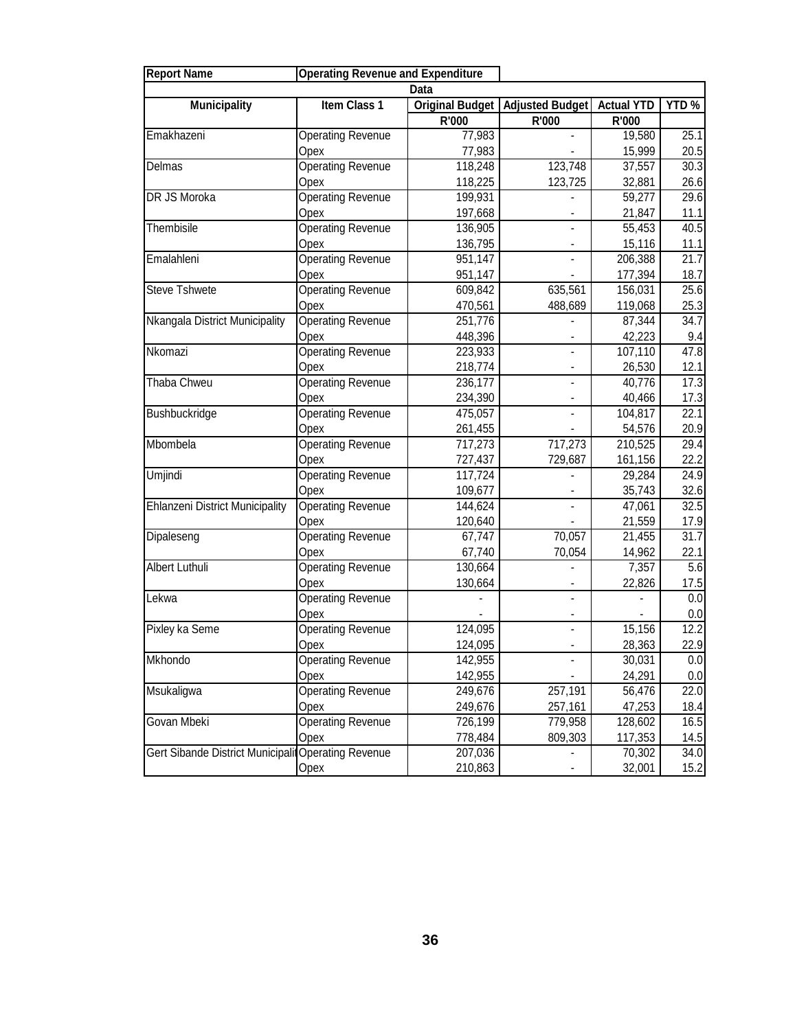| Report Name | Operating Revenue and Expenditure | | | | |
|---|---|---|---|---|---|
| | | Data | | | |
| **Municipality** | **Item Class 1** | **Original Budget** | **Adjusted Budget** | **Actual YTD** | **YTD %** |
| | | **R'000** | **R'000** | **R'000** | |
| Emakhazeni | Operating Revenue | 77,983 | - | 19,580 | 25.1 |
| | Opex | 77,983 | - | 15,999 | 20.5 |
| Delmas | Operating Revenue | 118,248 | 123,748 | 37,557 | 30.3 |
| | Opex | 118,225 | 123,725 | 32,881 | 26.6 |
| DR JS Moroka | Operating Revenue | 199,931 | - | 59,277 | 29.6 |
| | Opex | 197,668 | - | 21,847 | 11.1 |
| Thembisile | Operating Revenue | 136,905 | - | 55,453 | 40.5 |
| | Opex | 136,795 | - | 15,116 | 11.1 |
| Emalahleni | Operating Revenue | 951,147 | - | 206,388 | 21.7 |
| | Opex | 951,147 | - | 177,394 | 18.7 |
| Steve Tshwete | Operating Revenue | 609,842 | 635,561 | 156,031 | 25.6 |
| | Opex | 470,561 | 488,689 | 119,068 | 25.3 |
| Nkangala District Municipality | Operating Revenue | 251,776 | - | 87,344 | 34.7 |
| | Opex | 448,396 | - | 42,223 | 9.4 |
| Nkomazi | Operating Revenue | 223,933 | - | 107,110 | 47.8 |
| | Opex | 218,774 | - | 26,530 | 12.1 |
| Thaba Chweu | Operating Revenue | 236,177 | - | 40,776 | 17.3 |
| | Opex | 234,390 | - | 40,466 | 17.3 |
| Bushbuckridge | Operating Revenue | 475,057 | - | 104,817 | 22.1 |
| | Opex | 261,455 | - | 54,576 | 20.9 |
| Mbombela | Operating Revenue | 717,273 | 717,273 | 210,525 | 29.4 |
| | Opex | 727,437 | 729,687 | 161,156 | 22.2 |
| Umjindi | Operating Revenue | 117,724 | - | 29,284 | 24.9 |
| | Opex | 109,677 | - | 35,743 | 32.6 |
| Ehlanzeni District Municipality | Operating Revenue | 144,624 | - | 47,061 | 32.5 |
| | Opex | 120,640 | - | 21,559 | 17.9 |
| Dipaleseng | Operating Revenue | 67,747 | 70,057 | 21,455 | 31.7 |
| | Opex | 67,740 | 70,054 | 14,962 | 22.1 |
| Albert Luthuli | Operating Revenue | 130,664 | - | 7,357 | 5.6 |
| | Opex | 130,664 | - | 22,826 | 17.5 |
| Lekwa | Operating Revenue | - | - | - | 0.0 |
| | Opex | - | - | - | 0.0 |
| Pixley ka Seme | Operating Revenue | 124,095 | - | 15,156 | 12.2 |
| | Opex | 124,095 | - | 28,363 | 22.9 |
| Mkhondo | Operating Revenue | 142,955 | - | 30,031 | 0.0 |
| | Opex | 142,955 | - | 24,291 | 0.0 |
| Msukaligwa | Operating Revenue | 249,676 | 257,191 | 56,476 | 22.0 |
| | Opex | 249,676 | 257,161 | 47,253 | 18.4 |
| Govan Mbeki | Operating Revenue | 726,199 | 779,958 | 128,602 | 16.5 |
| | Opex | 778,484 | 809,303 | 117,353 | 14.5 |
| Gert Sibande District Municipality | Operating Revenue | 207,036 | - | 70,302 | 34.0 |
| | Opex | 210,863 | - | 32,001 | 15.2 |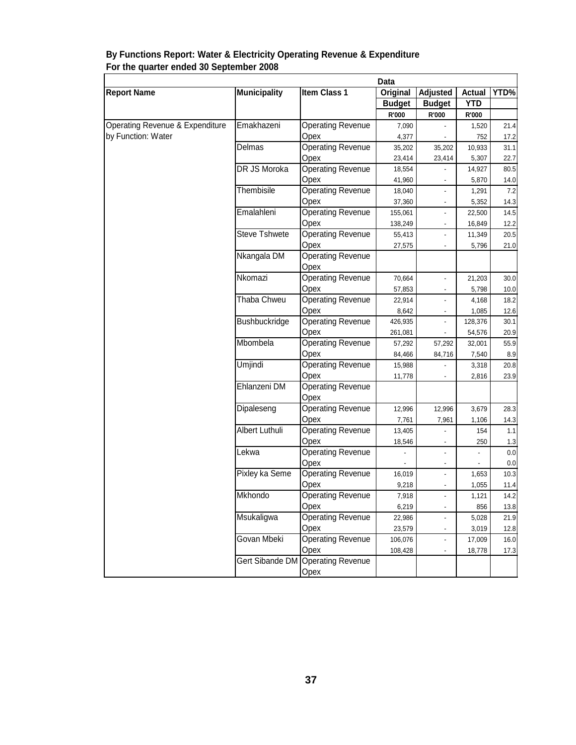**By Functions Report: Water & Electricity Operating Revenue & Expenditure**
**For the quarter ended 30 September 2008**

| | | | Data | | | |
|---|---|---|---|---|---|---|
| **Report Name** | **Municipality** | **Item Class 1** | **Original Budget** | **Adjusted Budget** | **Actual YTD** | **YTD%** |
| | | | **R'000** | **R'000** | **R'000** | |
| Operating Revenue & Expenditure by Function: Water | Emakhazeni | Operating Revenue | 7,090 | - | 1,520 | 21.4 |
| | | Opex | 4,377 | - | 752 | 17.2 |
| | Delmas | Operating Revenue | 35,202 | 35,202 | 10,933 | 31.1 |
| | | Opex | 23,414 | 23,414 | 5,307 | 22.7 |
| | DR JS Moroka | Operating Revenue | 18,554 | - | 14,927 | 80.5 |
| | | Opex | 41,960 | - | 5,870 | 14.0 |
| | Thembisile | Operating Revenue | 18,040 | - | 1,291 | 7.2 |
| | | Opex | 37,360 | - | 5,352 | 14.3 |
| | Emalahleni | Operating Revenue | 155,061 | - | 22,500 | 14.5 |
| | | Opex | 138,249 | - | 16,849 | 12.2 |
| | Steve Tshwete | Operating Revenue | 55,413 | - | 11,349 | 20.5 |
| | | Opex | 27,575 | - | 5,796 | 21.0 |
| | Nkangala DM | Operating Revenue | | | | |
| | | Opex | | | | |
| | Nkomazi | Operating Revenue | 70,664 | - | 21,203 | 30.0 |
| | | Opex | 57,853 | - | 5,798 | 10.0 |
| | Thaba Chweu | Operating Revenue | 22,914 | - | 4,168 | 18.2 |
| | | Opex | 8,642 | - | 1,085 | 12.6 |
| | Bushbuckridge | Operating Revenue | 426,935 | - | 128,376 | 30.1 |
| | | Opex | 261,081 | - | 54,576 | 20.9 |
| | Mbombela | Operating Revenue | 57,292 | 57,292 | 32,001 | 55.9 |
| | | Opex | 84,466 | 84,716 | 7,540 | 8.9 |
| | Umjindi | Operating Revenue | 15,988 | - | 3,318 | 20.8 |
| | | Opex | 11,778 | - | 2,816 | 23.9 |
| | Ehlanzeni DM | Operating Revenue | | | | |
| | | Opex | | | | |
| | Dipaleseng | Operating Revenue | 12,996 | 12,996 | 3,679 | 28.3 |
| | | Opex | 7,761 | 7,961 | 1,106 | 14.3 |
| | Albert Luthuli | Operating Revenue | 13,405 | - | 154 | 1.1 |
| | | Opex | 18,546 | - | 250 | 1.3 |
| | Lekwa | Operating Revenue | - | - | - | 0.0 |
| | | Opex | - | - | - | 0.0 |
| | Pixley ka Seme | Operating Revenue | 16,019 | - | 1,653 | 10.3 |
| | | Opex | 9,218 | - | 1,055 | 11.4 |
| | Mkhondo | Operating Revenue | 7,918 | - | 1,121 | 14.2 |
| | | Opex | 6,219 | - | 856 | 13.8 |
| | Msukaligwa | Operating Revenue | 22,986 | - | 5,028 | 21.9 |
| | | Opex | 23,579 | - | 3,019 | 12.8 |
| | Govan Mbeki | Operating Revenue | 106,076 | - | 17,009 | 16.0 |
| | | Opex | 108,428 | - | 18,778 | 17.3 |
| | Gert Sibande DM | Operating Revenue | | | | |
| | | Opex | | | | |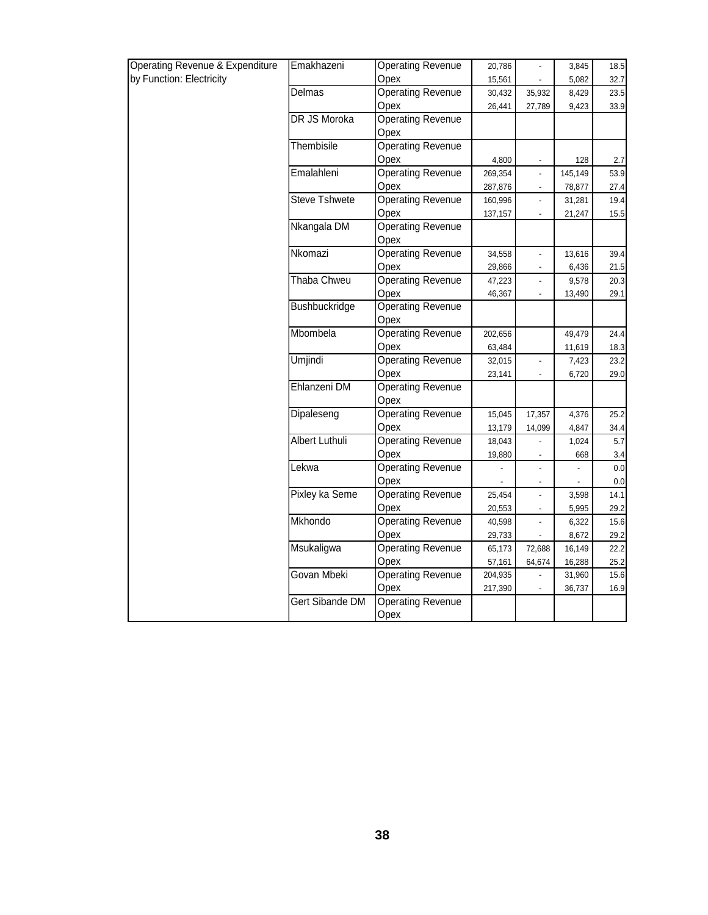| | | | | | | |
|---|---|---|---|---|---|---|
| Operating Revenue & Expenditure by Function: Electricity | Emakhazeni | Operating Revenue | 20,786 | - | 3,845 | 18.5 |
| | | Opex | 15,561 | - | 5,082 | 32.7 |
| | Delmas | Operating Revenue | 30,432 | 35,932 | 8,429 | 23.5 |
| | | Opex | 26,441 | 27,789 | 9,423 | 33.9 |
| | DR JS Moroka | Operating Revenue | | | | |
| | | Opex | | | | |
| | Thembisile | Operating Revenue | | | | |
| | | Opex | 4,800 | - | 128 | 2.7 |
| | Emalahleni | Operating Revenue | 269,354 | - | 145,149 | 53.9 |
| | | Opex | 287,876 | - | 78,877 | 27.4 |
| | Steve Tshwete | Operating Revenue | 160,996 | - | 31,281 | 19.4 |
| | | Opex | 137,157 | - | 21,247 | 15.5 |
| | Nkangala DM | Operating Revenue | | | | |
| | | Opex | | | | |
| | Nkomazi | Operating Revenue | 34,558 | - | 13,616 | 39.4 |
| | | Opex | 29,866 | - | 6,436 | 21.5 |
| | Thaba Chweu | Operating Revenue | 47,223 | - | 9,578 | 20.3 |
| | | Opex | 46,367 | - | 13,490 | 29.1 |
| | Bushbuckridge | Operating Revenue | | | | |
| | | Opex | | | | |
| | Mbombela | Operating Revenue | 202,656 | | 49,479 | 24.4 |
| | | Opex | 63,484 | | 11,619 | 18.3 |
| | Umjindi | Operating Revenue | 32,015 | - | 7,423 | 23.2 |
| | | Opex | 23,141 | - | 6,720 | 29.0 |
| | Ehlanzeni DM | Operating Revenue | | | | |
| | | Opex | | | | |
| | Dipaleseng | Operating Revenue | 15,045 | 17,357 | 4,376 | 25.2 |
| | | Opex | 13,179 | 14,099 | 4,847 | 34.4 |
| | Albert Luthuli | Operating Revenue | 18,043 | - | 1,024 | 5.7 |
| | | Opex | 19,880 | - | 668 | 3.4 |
| | Lekwa | Operating Revenue | - | - | - | 0.0 |
| | | Opex | - | - | - | 0.0 |
| | Pixley ka Seme | Operating Revenue | 25,454 | - | 3,598 | 14.1 |
| | | Opex | 20,553 | - | 5,995 | 29.2 |
| | Mkhondo | Operating Revenue | 40,598 | - | 6,322 | 15.6 |
| | | Opex | 29,733 | - | 8,672 | 29.2 |
| | Msukaligwa | Operating Revenue | 65,173 | 72,688 | 16,149 | 22.2 |
| | | Opex | 57,161 | 64,674 | 16,288 | 25.2 |
| | Govan Mbeki | Operating Revenue | 204,935 | - | 31,960 | 15.6 |
| | | Opex | 217,390 | - | 36,737 | 16.9 |
| | Gert Sibande DM | Operating Revenue | | | | |
| | | Opex | | | | |